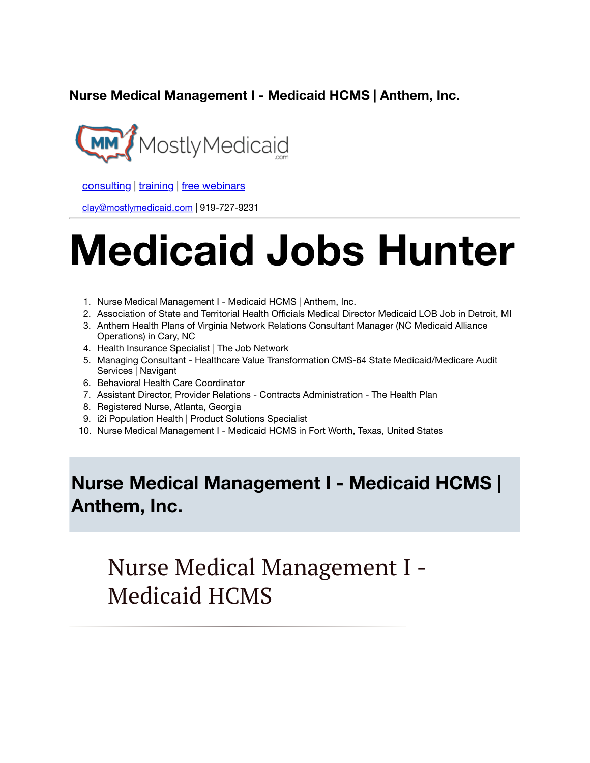### Nurse Medical Management I - Medicaid HCMS | Anthem, Inc.

MostlyMedicaid.com

consulting | training | free webinars

clay@mostlymedicaid.com | 919-727-9231

---

# Medicaid Jobs Hunter

1. Nurse Medical Management I - Medicaid HCMS | Anthem, Inc.
2. Association of State and Territorial Health Officials Medical Director Medicaid LOB Job in Detroit, MI
3. Anthem Health Plans of Virginia Network Relations Consultant Manager (NC Medicaid Alliance Operations) in Cary, NC
4. Health Insurance Specialist | The Job Network
5. Managing Consultant - Healthcare Value Transformation CMS-64 State Medicaid/Medicare Audit Services | Navigant
6. Behavioral Health Care Coordinator
7. Assistant Director, Provider Relations - Contracts Administration - The Health Plan
8. Registered Nurse, Atlanta, Georgia
9. i2i Population Health | Product Solutions Specialist
10. Nurse Medical Management I - Medicaid HCMS in Fort Worth, Texas, United States

## Nurse Medical Management I - Medicaid HCMS | Anthem, Inc.

# Nurse Medical Management I - Medicaid HCMS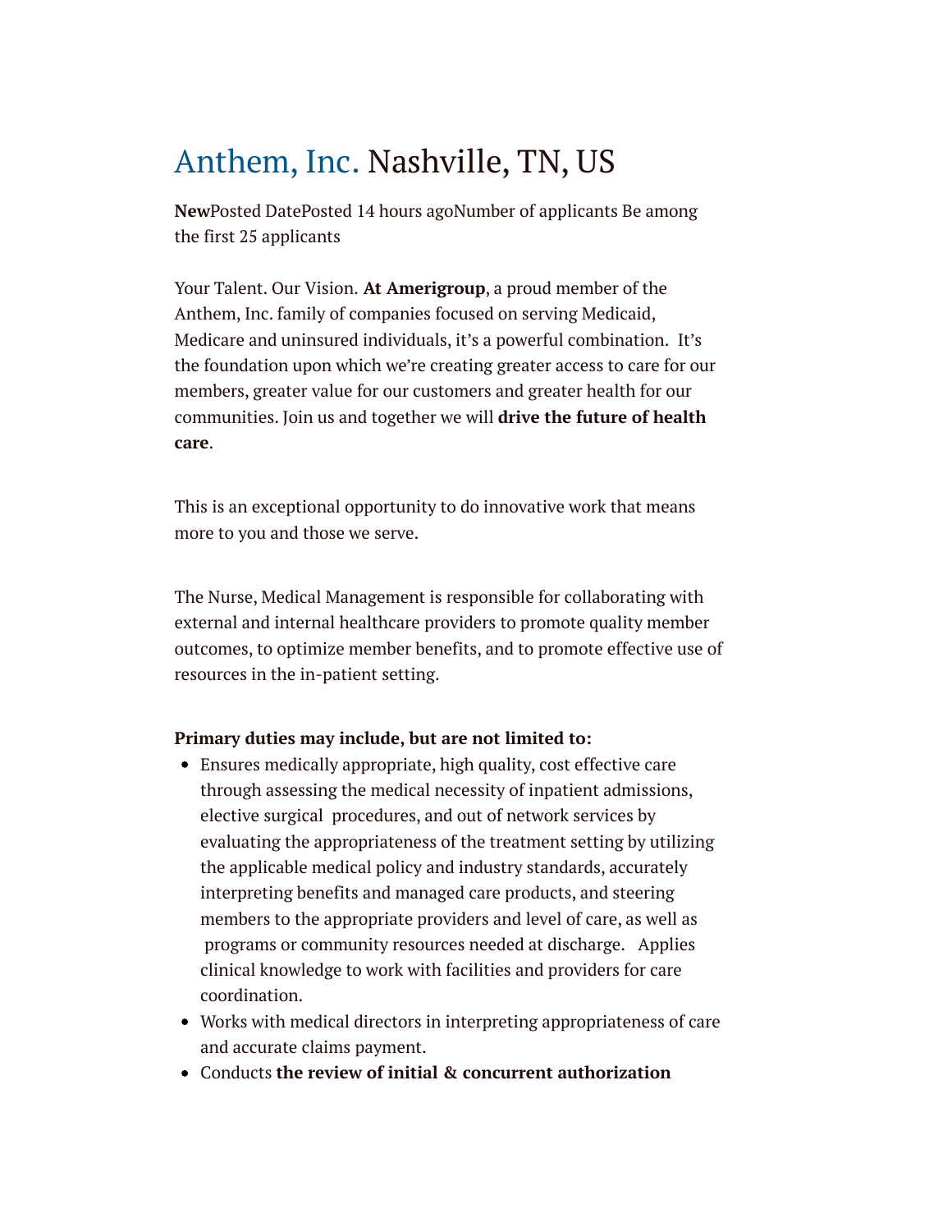# Anthem, Inc. Nashville, TN, US

**New**Posted DatePosted 14 hours agoNumber of applicants Be among the first 25 applicants

Your Talent. Our Vision. **At Amerigroup**, a proud member of the Anthem, Inc. family of companies focused on serving Medicaid, Medicare and uninsured individuals, it's a powerful combination. It's the foundation upon which we're creating greater access to care for our members, greater value for our customers and greater health for our communities. Join us and together we will **drive the future of health care**.

This is an exceptional opportunity to do innovative work that means more to you and those we serve.

The Nurse, Medical Management is responsible for collaborating with external and internal healthcare providers to promote quality member outcomes, to optimize member benefits, and to promote effective use of resources in the in-patient setting.

**Primary duties may include, but are not limited to:**

- Ensures medically appropriate, high quality, cost effective care through assessing the medical necessity of inpatient admissions, elective surgical procedures, and out of network services by evaluating the appropriateness of the treatment setting by utilizing the applicable medical policy and industry standards, accurately interpreting benefits and managed care products, and steering members to the appropriate providers and level of care, as well as programs or community resources needed at discharge. Applies clinical knowledge to work with facilities and providers for care coordination.
- Works with medical directors in interpreting appropriateness of care and accurate claims payment.
- Conducts **the review of initial & concurrent authorization**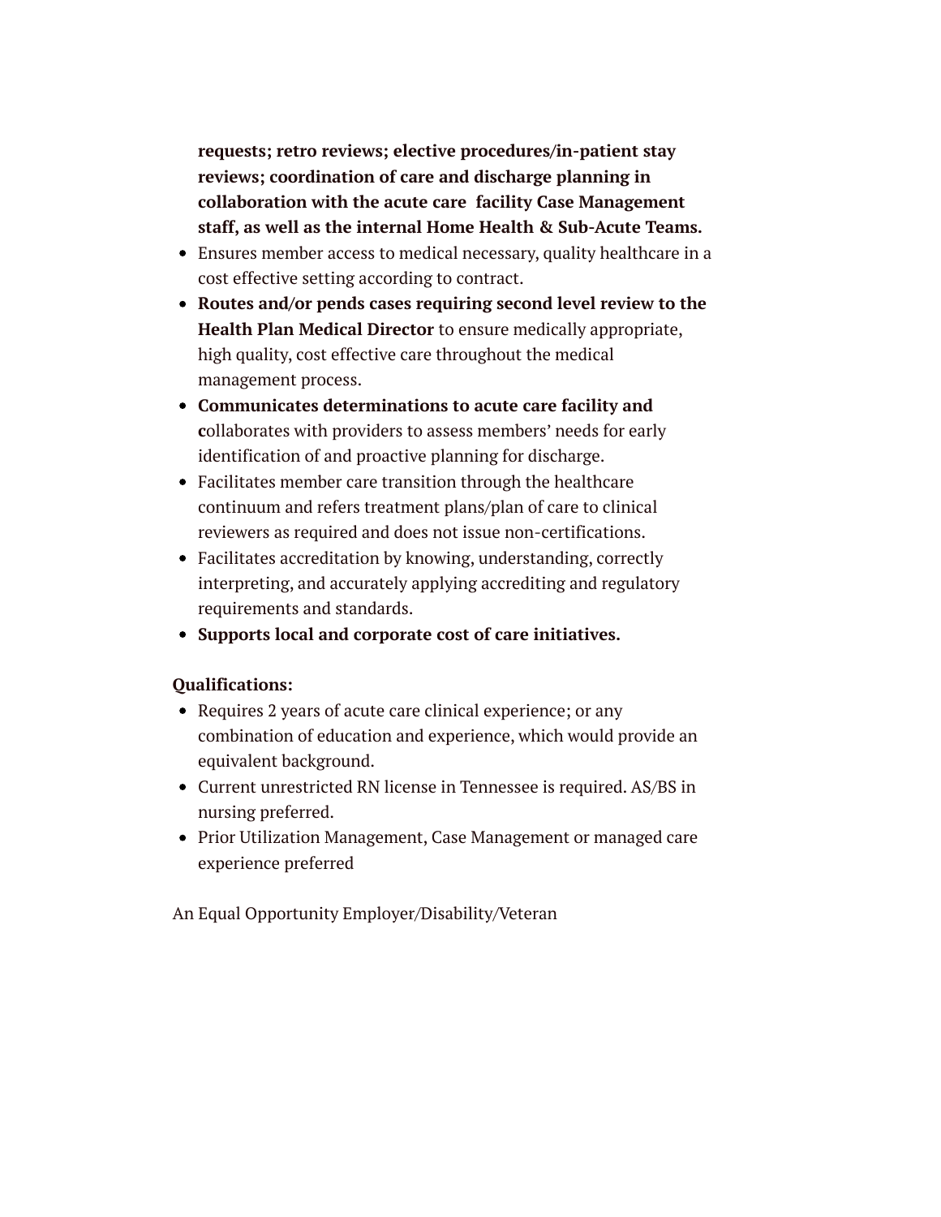**requests; retro reviews; elective procedures/in-patient stay reviews; coordination of care and discharge planning in collaboration with the acute care facility Case Management staff, as well as the internal Home Health & Sub-Acute Teams.**

- Ensures member access to medical necessary, quality healthcare in a cost effective setting according to contract.
- **Routes and/or pends cases requiring second level review to the Health Plan Medical Director** to ensure medically appropriate, high quality, cost effective care throughout the medical management process.
- **Communicates determinations to acute care facility and c**ollaborates with providers to assess members' needs for early identification of and proactive planning for discharge.
- Facilitates member care transition through the healthcare continuum and refers treatment plans/plan of care to clinical reviewers as required and does not issue non-certifications.
- Facilitates accreditation by knowing, understanding, correctly interpreting, and accurately applying accrediting and regulatory requirements and standards.
- **Supports local and corporate cost of care initiatives.**

**Qualifications:**

- Requires 2 years of acute care clinical experience; or any combination of education and experience, which would provide an equivalent background.
- Current unrestricted RN license in Tennessee is required. AS/BS in nursing preferred.
- Prior Utilization Management, Case Management or managed care experience preferred

An Equal Opportunity Employer/Disability/Veteran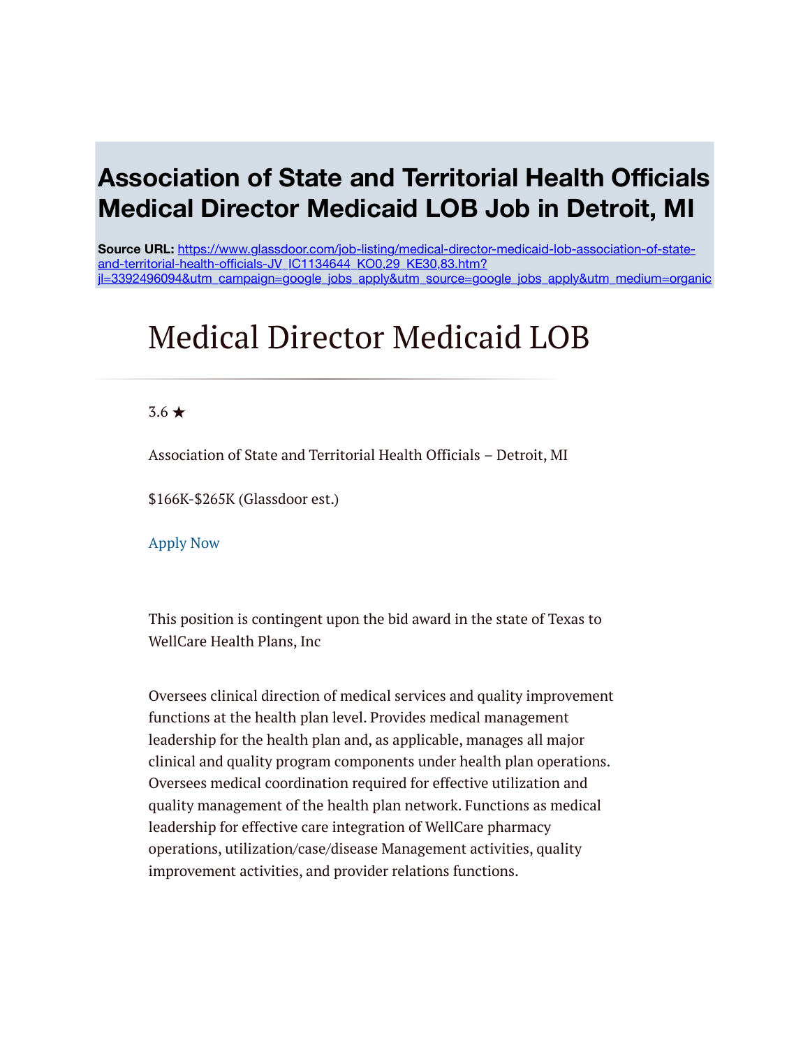# Association of State and Territorial Health Officials Medical Director Medicaid LOB Job in Detroit, MI

**Source URL:** https://www.glassdoor.com/job-listing/medical-director-medicaid-lob-association-of-state-and-territorial-health-officials-JV_IC1134644_KO0,29_KE30,83.htm?jl=3392496094&utm_campaign=google_jobs_apply&utm_source=google_jobs_apply&utm_medium=organic

## Medical Director Medicaid LOB

3.6 ★

Association of State and Territorial Health Officials – Detroit, MI

$166K-$265K (Glassdoor est.)

Apply Now

This position is contingent upon the bid award in the state of Texas to WellCare Health Plans, Inc

Oversees clinical direction of medical services and quality improvement functions at the health plan level. Provides medical management leadership for the health plan and, as applicable, manages all major clinical and quality program components under health plan operations. Oversees medical coordination required for effective utilization and quality management of the health plan network. Functions as medical leadership for effective care integration of WellCare pharmacy operations, utilization/case/disease Management activities, quality improvement activities, and provider relations functions.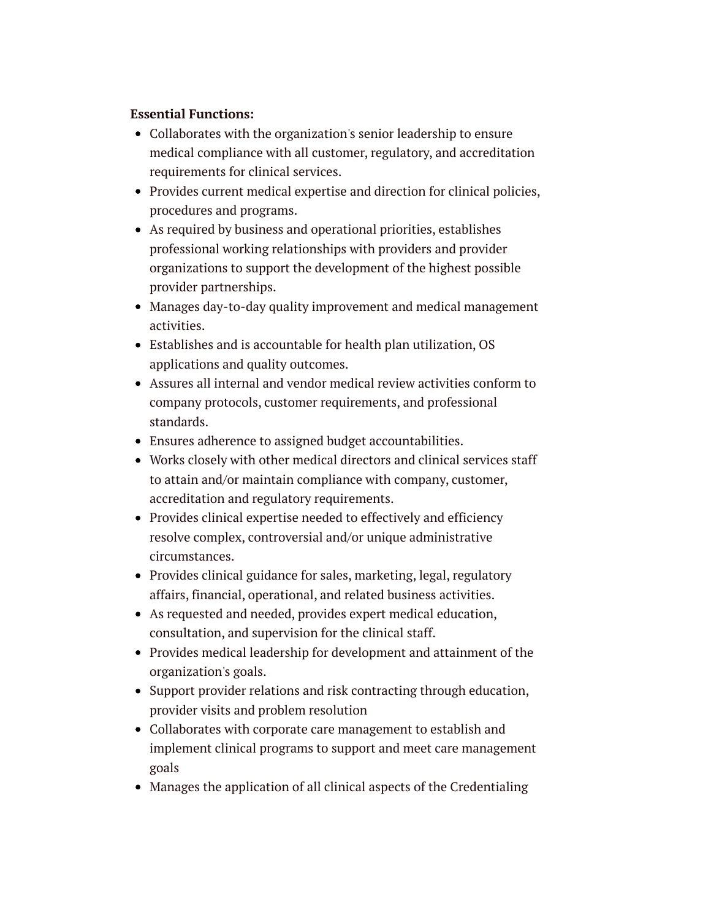**Essential Functions:**

- Collaborates with the organization's senior leadership to ensure medical compliance with all customer, regulatory, and accreditation requirements for clinical services.
- Provides current medical expertise and direction for clinical policies, procedures and programs.
- As required by business and operational priorities, establishes professional working relationships with providers and provider organizations to support the development of the highest possible provider partnerships.
- Manages day-to-day quality improvement and medical management activities.
- Establishes and is accountable for health plan utilization, OS applications and quality outcomes.
- Assures all internal and vendor medical review activities conform to company protocols, customer requirements, and professional standards.
- Ensures adherence to assigned budget accountabilities.
- Works closely with other medical directors and clinical services staff to attain and/or maintain compliance with company, customer, accreditation and regulatory requirements.
- Provides clinical expertise needed to effectively and efficiency resolve complex, controversial and/or unique administrative circumstances.
- Provides clinical guidance for sales, marketing, legal, regulatory affairs, financial, operational, and related business activities.
- As requested and needed, provides expert medical education, consultation, and supervision for the clinical staff.
- Provides medical leadership for development and attainment of the organization's goals.
- Support provider relations and risk contracting through education, provider visits and problem resolution
- Collaborates with corporate care management to establish and implement clinical programs to support and meet care management goals
- Manages the application of all clinical aspects of the Credentialing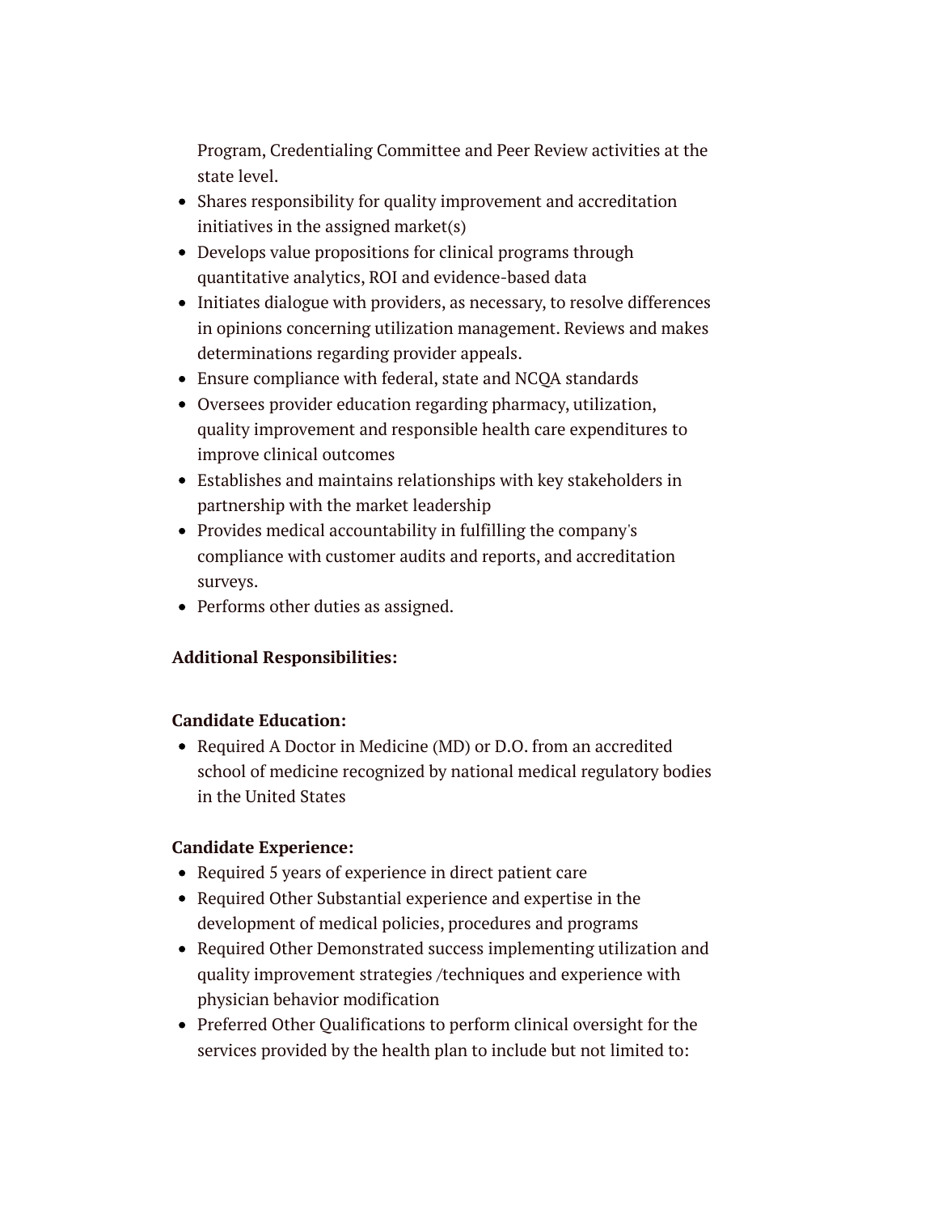Program, Credentialing Committee and Peer Review activities at the state level.

- Shares responsibility for quality improvement and accreditation initiatives in the assigned market(s)
- Develops value propositions for clinical programs through quantitative analytics, ROI and evidence-based data
- Initiates dialogue with providers, as necessary, to resolve differences in opinions concerning utilization management. Reviews and makes determinations regarding provider appeals.
- Ensure compliance with federal, state and NCQA standards
- Oversees provider education regarding pharmacy, utilization, quality improvement and responsible health care expenditures to improve clinical outcomes
- Establishes and maintains relationships with key stakeholders in partnership with the market leadership
- Provides medical accountability in fulfilling the company's compliance with customer audits and reports, and accreditation surveys.
- Performs other duties as assigned.

**Additional Responsibilities:**

**Candidate Education:**

- Required A Doctor in Medicine (MD) or D.O. from an accredited school of medicine recognized by national medical regulatory bodies in the United States

**Candidate Experience:**

- Required 5 years of experience in direct patient care
- Required Other Substantial experience and expertise in the development of medical policies, procedures and programs
- Required Other Demonstrated success implementing utilization and quality improvement strategies /techniques and experience with physician behavior modification
- Preferred Other Qualifications to perform clinical oversight for the services provided by the health plan to include but not limited to: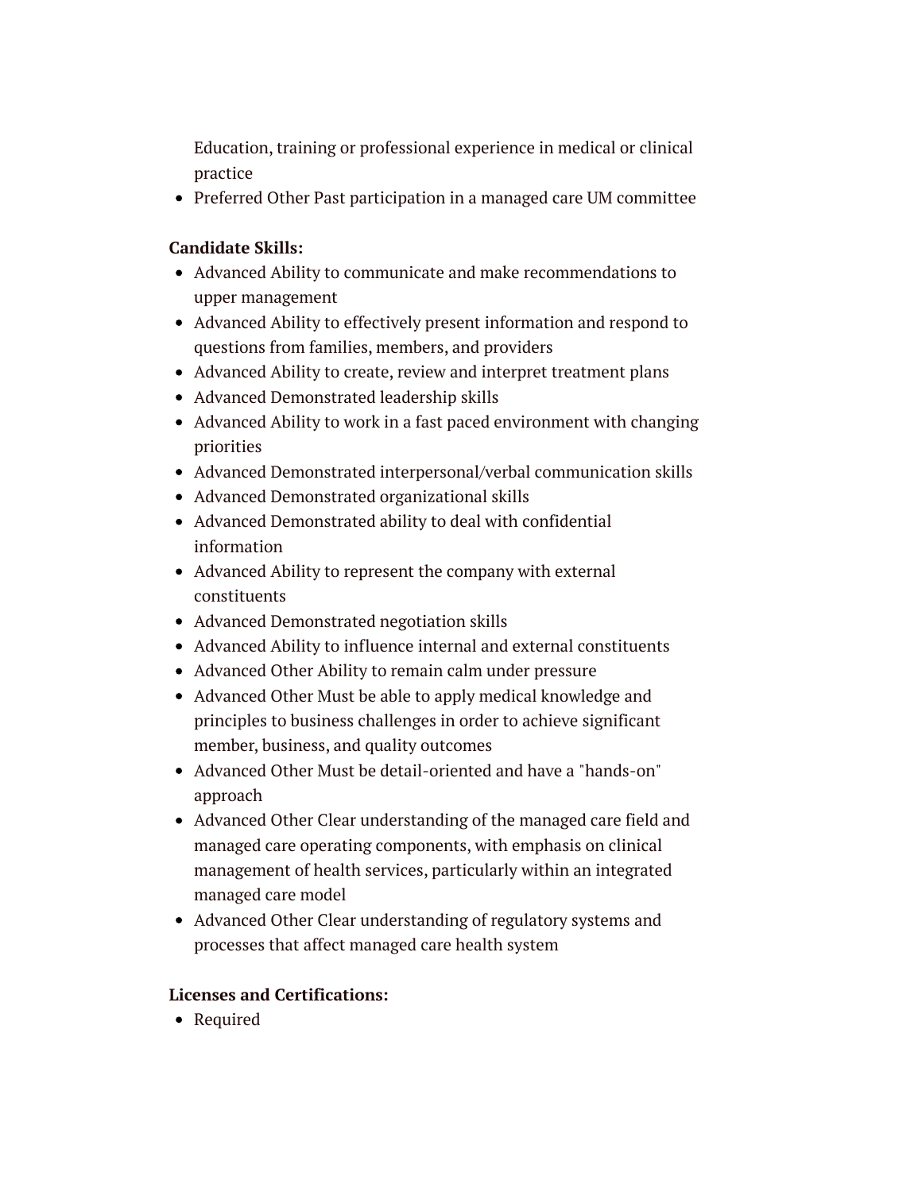Education, training or professional experience in medical or clinical practice
- Preferred Other Past participation in a managed care UM committee

**Candidate Skills:**

- Advanced Ability to communicate and make recommendations to upper management
- Advanced Ability to effectively present information and respond to questions from families, members, and providers
- Advanced Ability to create, review and interpret treatment plans
- Advanced Demonstrated leadership skills
- Advanced Ability to work in a fast paced environment with changing priorities
- Advanced Demonstrated interpersonal/verbal communication skills
- Advanced Demonstrated organizational skills
- Advanced Demonstrated ability to deal with confidential information
- Advanced Ability to represent the company with external constituents
- Advanced Demonstrated negotiation skills
- Advanced Ability to influence internal and external constituents
- Advanced Other Ability to remain calm under pressure
- Advanced Other Must be able to apply medical knowledge and principles to business challenges in order to achieve significant member, business, and quality outcomes
- Advanced Other Must be detail-oriented and have a "hands-on" approach
- Advanced Other Clear understanding of the managed care field and managed care operating components, with emphasis on clinical management of health services, particularly within an integrated managed care model
- Advanced Other Clear understanding of regulatory systems and processes that affect managed care health system

**Licenses and Certifications:**

- Required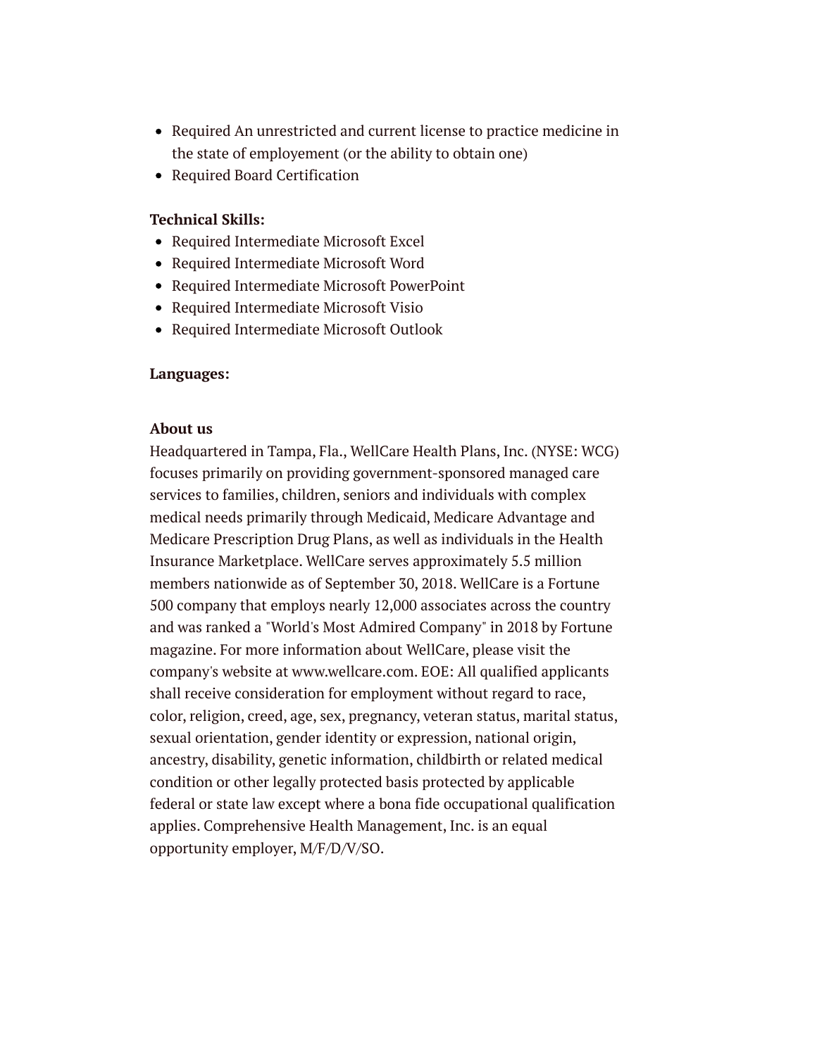- Required An unrestricted and current license to practice medicine in the state of employement (or the ability to obtain one)
- Required Board Certification

**Technical Skills:**

- Required Intermediate Microsoft Excel
- Required Intermediate Microsoft Word
- Required Intermediate Microsoft PowerPoint
- Required Intermediate Microsoft Visio
- Required Intermediate Microsoft Outlook

**Languages:**

**About us**

Headquartered in Tampa, Fla., WellCare Health Plans, Inc. (NYSE: WCG) focuses primarily on providing government-sponsored managed care services to families, children, seniors and individuals with complex medical needs primarily through Medicaid, Medicare Advantage and Medicare Prescription Drug Plans, as well as individuals in the Health Insurance Marketplace. WellCare serves approximately 5.5 million members nationwide as of September 30, 2018. WellCare is a Fortune 500 company that employs nearly 12,000 associates across the country and was ranked a "World's Most Admired Company" in 2018 by Fortune magazine. For more information about WellCare, please visit the company's website at www.wellcare.com. EOE: All qualified applicants shall receive consideration for employment without regard to race, color, religion, creed, age, sex, pregnancy, veteran status, marital status, sexual orientation, gender identity or expression, national origin, ancestry, disability, genetic information, childbirth or related medical condition or other legally protected basis protected by applicable federal or state law except where a bona fide occupational qualification applies. Comprehensive Health Management, Inc. is an equal opportunity employer, M/F/D/V/SO.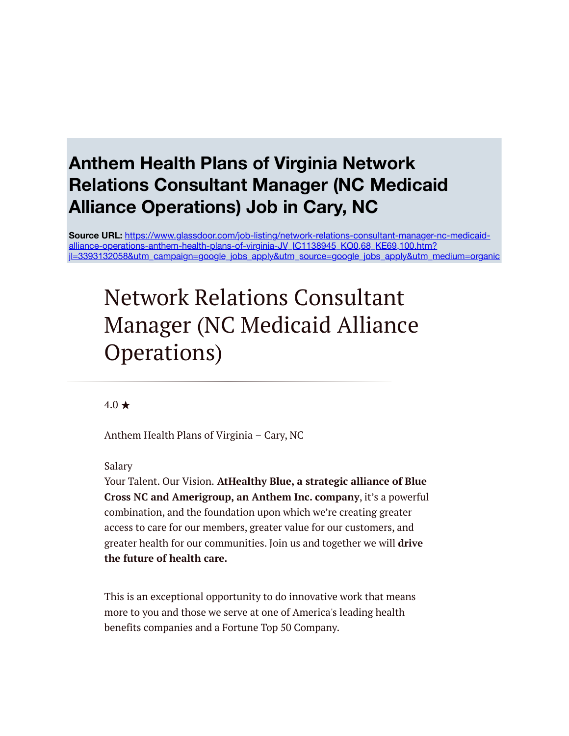# Anthem Health Plans of Virginia Network Relations Consultant Manager (NC Medicaid Alliance Operations) Job in Cary, NC

**Source URL:** https://www.glassdoor.com/job-listing/network-relations-consultant-manager-nc-medicaid-alliance-operations-anthem-health-plans-of-virginia-JV_IC1138945_KO0,68_KE69,100.htm?jl=3393132058&utm_campaign=google_jobs_apply&utm_source=google_jobs_apply&utm_medium=organic

# Network Relations Consultant Manager (NC Medicaid Alliance Operations)

4.0 ★

Anthem Health Plans of Virginia – Cary, NC

Salary

Your Talent. Our Vision. **AtHealthy Blue, a strategic alliance of Blue Cross NC and Amerigroup, an Anthem Inc. company**, it's a powerful combination, and the foundation upon which we're creating greater access to care for our members, greater value for our customers, and greater health for our communities. Join us and together we will **drive the future of health care.**

This is an exceptional opportunity to do innovative work that means more to you and those we serve at one of America's leading health benefits companies and a Fortune Top 50 Company.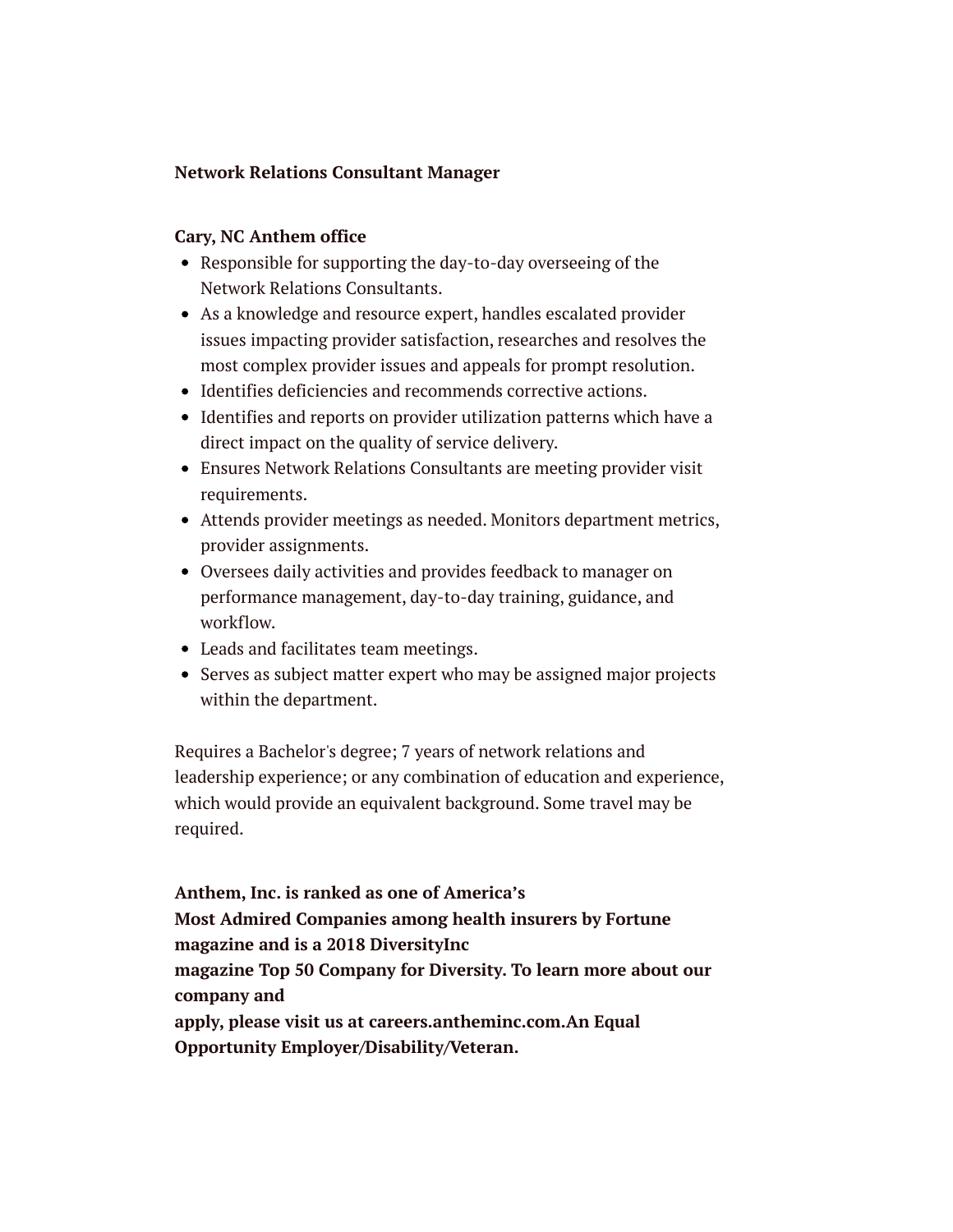**Network Relations Consultant Manager**

**Cary, NC Anthem office**

- Responsible for supporting the day-to-day overseeing of the Network Relations Consultants.
- As a knowledge and resource expert, handles escalated provider issues impacting provider satisfaction, researches and resolves the most complex provider issues and appeals for prompt resolution.
- Identifies deficiencies and recommends corrective actions.
- Identifies and reports on provider utilization patterns which have a direct impact on the quality of service delivery.
- Ensures Network Relations Consultants are meeting provider visit requirements.
- Attends provider meetings as needed. Monitors department metrics, provider assignments.
- Oversees daily activities and provides feedback to manager on performance management, day-to-day training, guidance, and workflow.
- Leads and facilitates team meetings.
- Serves as subject matter expert who may be assigned major projects within the department.

Requires a Bachelor's degree; 7 years of network relations and leadership experience; or any combination of education and experience, which would provide an equivalent background. Some travel may be required.

**Anthem, Inc. is ranked as one of America's Most Admired Companies among health insurers by Fortune magazine and is a 2018 DiversityInc magazine Top 50 Company for Diversity. To learn more about our company and apply, please visit us at careers.antheminc.com.An Equal Opportunity Employer/Disability/Veteran.**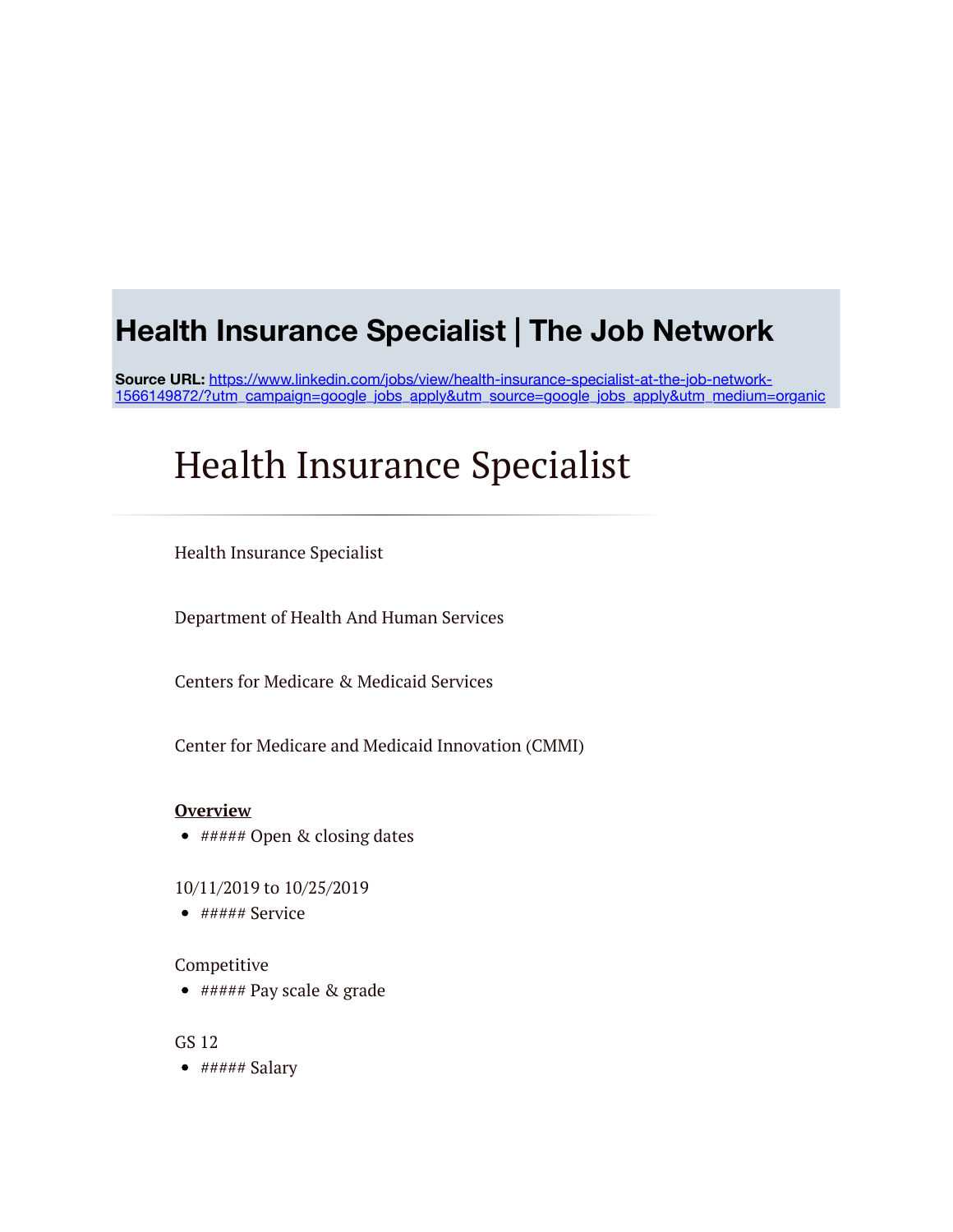# Health Insurance Specialist | The Job Network

**Source URL:** https://www.linkedin.com/jobs/view/health-insurance-specialist-at-the-job-network-1566149872/?utm_campaign=google_jobs_apply&utm_source=google_jobs_apply&utm_medium=organic

# Health Insurance Specialist

Health Insurance Specialist

Department of Health And Human Services

Centers for Medicare & Medicaid Services

Center for Medicare and Medicaid Innovation (CMMI)

**Overview**

- ##### Open & closing dates

10/11/2019 to 10/25/2019

- ##### Service

Competitive

- ##### Pay scale & grade

GS 12

- ##### Salary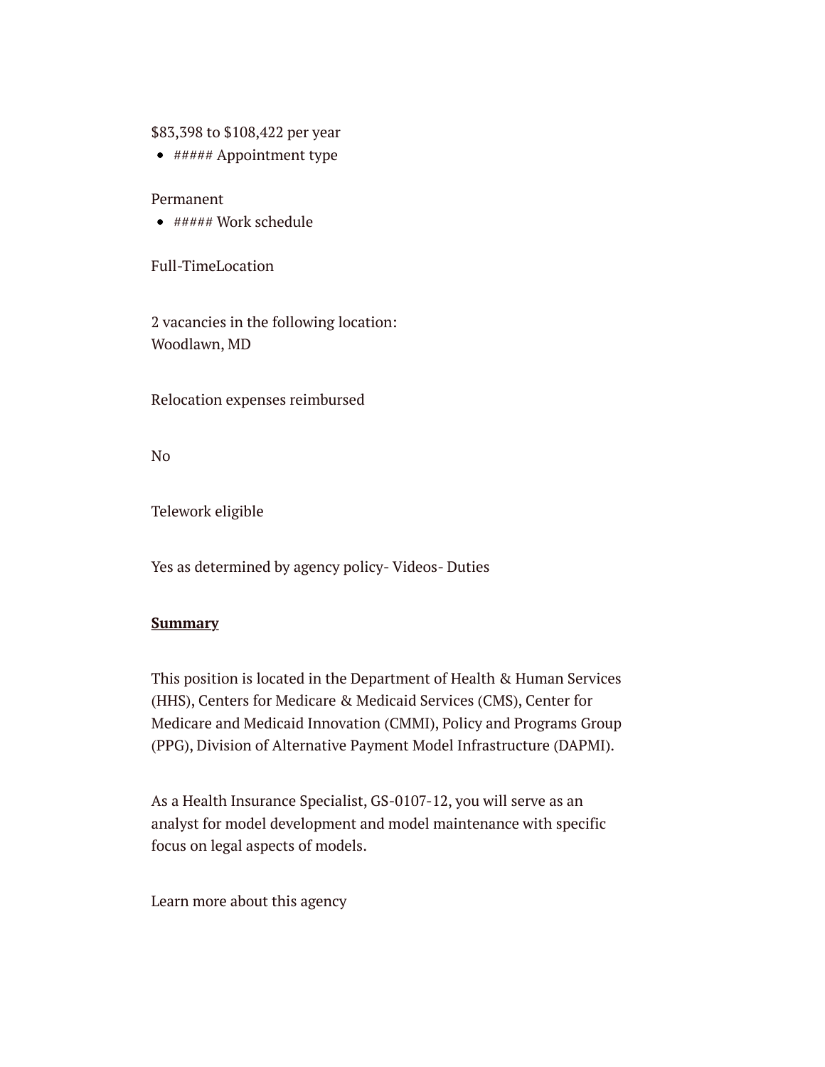$83,398 to $108,422 per year

- ##### Appointment type

Permanent

- ##### Work schedule

Full-TimeLocation

2 vacancies in the following location:
Woodlawn, MD

Relocation expenses reimbursed

No

Telework eligible

Yes as determined by agency policy- Videos- Duties

**Summary**

This position is located in the Department of Health & Human Services (HHS), Centers for Medicare & Medicaid Services (CMS), Center for Medicare and Medicaid Innovation (CMMI), Policy and Programs Group (PPG), Division of Alternative Payment Model Infrastructure (DAPMI).

As a Health Insurance Specialist, GS-0107-12, you will serve as an analyst for model development and model maintenance with specific focus on legal aspects of models.

Learn more about this agency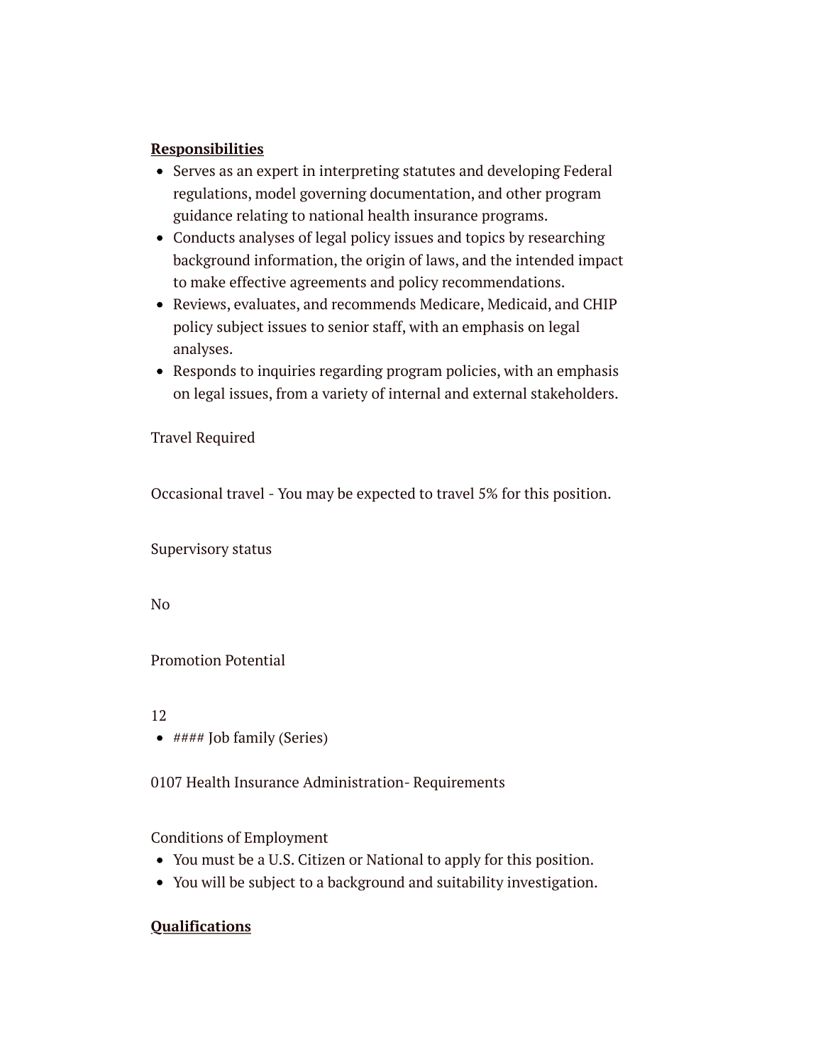**Responsibilities**

- Serves as an expert in interpreting statutes and developing Federal regulations, model governing documentation, and other program guidance relating to national health insurance programs.
- Conducts analyses of legal policy issues and topics by researching background information, the origin of laws, and the intended impact to make effective agreements and policy recommendations.
- Reviews, evaluates, and recommends Medicare, Medicaid, and CHIP policy subject issues to senior staff, with an emphasis on legal analyses.
- Responds to inquiries regarding program policies, with an emphasis on legal issues, from a variety of internal and external stakeholders.

Travel Required

Occasional travel - You may be expected to travel 5% for this position.

Supervisory status

No

Promotion Potential

12

- #### Job family (Series)

0107 Health Insurance Administration- Requirements

Conditions of Employment

- You must be a U.S. Citizen or National to apply for this position.
- You will be subject to a background and suitability investigation.

**Qualifications**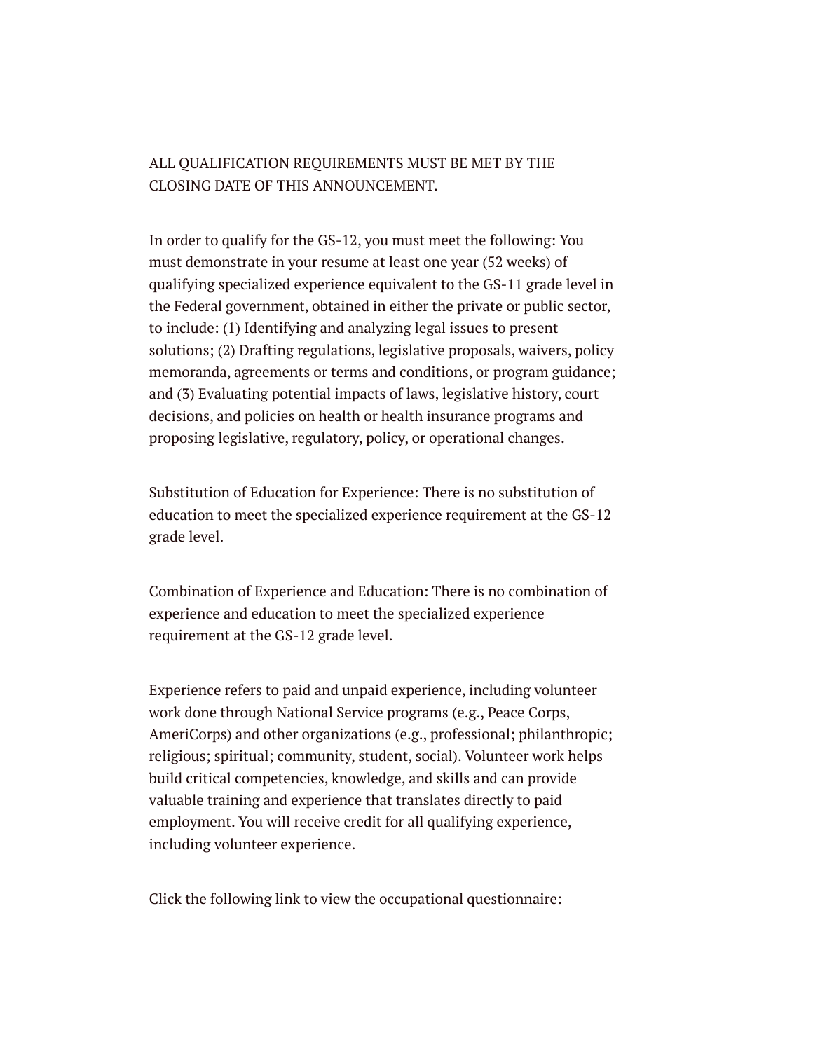ALL QUALIFICATION REQUIREMENTS MUST BE MET BY THE CLOSING DATE OF THIS ANNOUNCEMENT.

In order to qualify for the GS-12, you must meet the following: You must demonstrate in your resume at least one year (52 weeks) of qualifying specialized experience equivalent to the GS-11 grade level in the Federal government, obtained in either the private or public sector, to include: (1) Identifying and analyzing legal issues to present solutions; (2) Drafting regulations, legislative proposals, waivers, policy memoranda, agreements or terms and conditions, or program guidance; and (3) Evaluating potential impacts of laws, legislative history, court decisions, and policies on health or health insurance programs and proposing legislative, regulatory, policy, or operational changes.

Substitution of Education for Experience: There is no substitution of education to meet the specialized experience requirement at the GS-12 grade level.

Combination of Experience and Education: There is no combination of experience and education to meet the specialized experience requirement at the GS-12 grade level.

Experience refers to paid and unpaid experience, including volunteer work done through National Service programs (e.g., Peace Corps, AmeriCorps) and other organizations (e.g., professional; philanthropic; religious; spiritual; community, student, social). Volunteer work helps build critical competencies, knowledge, and skills and can provide valuable training and experience that translates directly to paid employment. You will receive credit for all qualifying experience, including volunteer experience.

Click the following link to view the occupational questionnaire: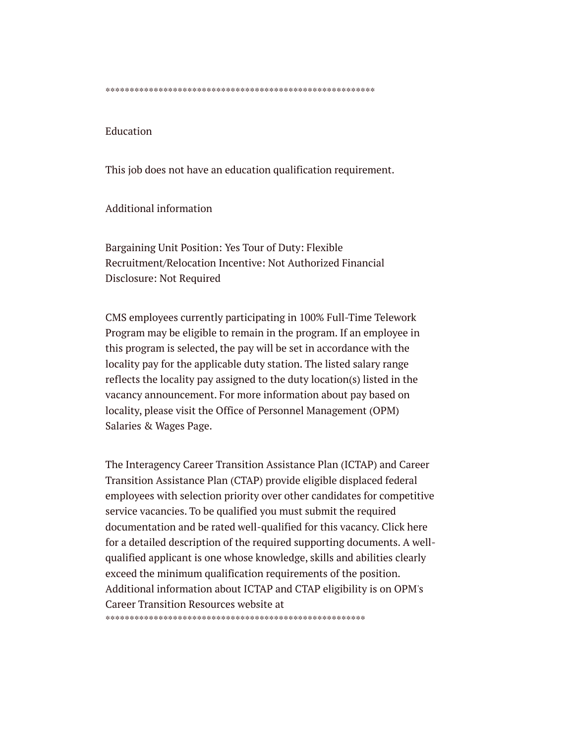**********************************************************

Education

This job does not have an education qualification requirement.

Additional information

Bargaining Unit Position: Yes Tour of Duty: Flexible Recruitment/Relocation Incentive: Not Authorized Financial Disclosure: Not Required

CMS employees currently participating in 100% Full-Time Telework Program may be eligible to remain in the program. If an employee in this program is selected, the pay will be set in accordance with the locality pay for the applicable duty station. The listed salary range reflects the locality pay assigned to the duty location(s) listed in the vacancy announcement. For more information about pay based on locality, please visit the Office of Personnel Management (OPM) Salaries & Wages Page.

The Interagency Career Transition Assistance Plan (ICTAP) and Career Transition Assistance Plan (CTAP) provide eligible displaced federal employees with selection priority over other candidates for competitive service vacancies. To be qualified you must submit the required documentation and be rated well-qualified for this vacancy. Click here for a detailed description of the required supporting documents. A well-qualified applicant is one whose knowledge, skills and abilities clearly exceed the minimum qualification requirements of the position. Additional information about ICTAP and CTAP eligibility is on OPM's Career Transition Resources website at
********************************************************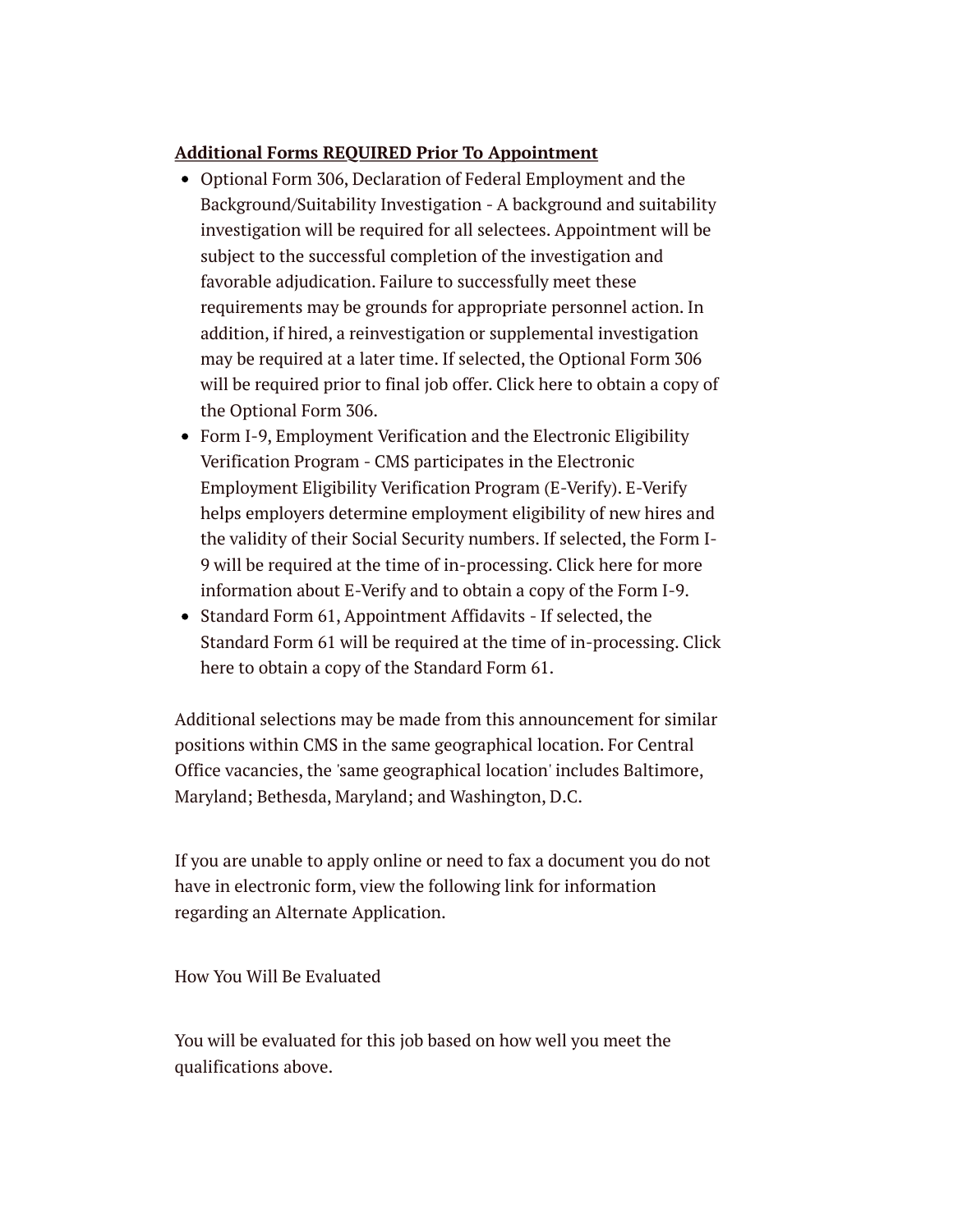**Additional Forms REQUIRED Prior To Appointment**

- Optional Form 306, Declaration of Federal Employment and the Background/Suitability Investigation - A background and suitability investigation will be required for all selectees. Appointment will be subject to the successful completion of the investigation and favorable adjudication. Failure to successfully meet these requirements may be grounds for appropriate personnel action. In addition, if hired, a reinvestigation or supplemental investigation may be required at a later time. If selected, the Optional Form 306 will be required prior to final job offer. Click here to obtain a copy of the Optional Form 306.
- Form I-9, Employment Verification and the Electronic Eligibility Verification Program - CMS participates in the Electronic Employment Eligibility Verification Program (E-Verify). E-Verify helps employers determine employment eligibility of new hires and the validity of their Social Security numbers. If selected, the Form I-9 will be required at the time of in-processing. Click here for more information about E-Verify and to obtain a copy of the Form I-9.
- Standard Form 61, Appointment Affidavits - If selected, the Standard Form 61 will be required at the time of in-processing. Click here to obtain a copy of the Standard Form 61.

Additional selections may be made from this announcement for similar positions within CMS in the same geographical location. For Central Office vacancies, the 'same geographical location' includes Baltimore, Maryland; Bethesda, Maryland; and Washington, D.C.

If you are unable to apply online or need to fax a document you do not have in electronic form, view the following link for information regarding an Alternate Application.

How You Will Be Evaluated

You will be evaluated for this job based on how well you meet the qualifications above.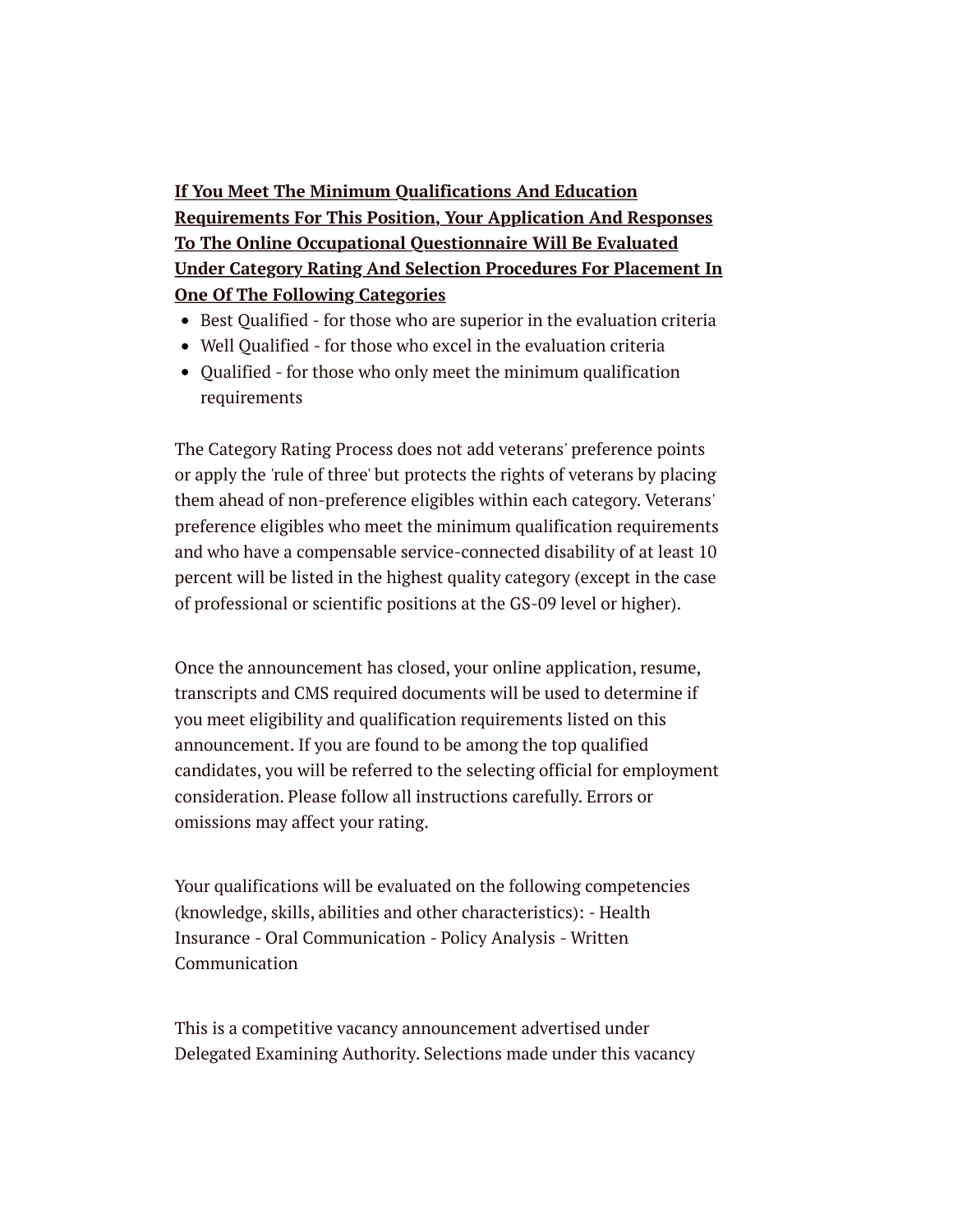**If You Meet The Minimum Qualifications And Education Requirements For This Position, Your Application And Responses To The Online Occupational Questionnaire Will Be Evaluated Under Category Rating And Selection Procedures For Placement In One Of The Following Categories**

- Best Qualified - for those who are superior in the evaluation criteria
- Well Qualified - for those who excel in the evaluation criteria
- Qualified - for those who only meet the minimum qualification requirements

The Category Rating Process does not add veterans' preference points or apply the 'rule of three' but protects the rights of veterans by placing them ahead of non-preference eligibles within each category. Veterans' preference eligibles who meet the minimum qualification requirements and who have a compensable service-connected disability of at least 10 percent will be listed in the highest quality category (except in the case of professional or scientific positions at the GS-09 level or higher).

Once the announcement has closed, your online application, resume, transcripts and CMS required documents will be used to determine if you meet eligibility and qualification requirements listed on this announcement. If you are found to be among the top qualified candidates, you will be referred to the selecting official for employment consideration. Please follow all instructions carefully. Errors or omissions may affect your rating.

Your qualifications will be evaluated on the following competencies (knowledge, skills, abilities and other characteristics): - Health Insurance - Oral Communication - Policy Analysis - Written Communication

This is a competitive vacancy announcement advertised under Delegated Examining Authority. Selections made under this vacancy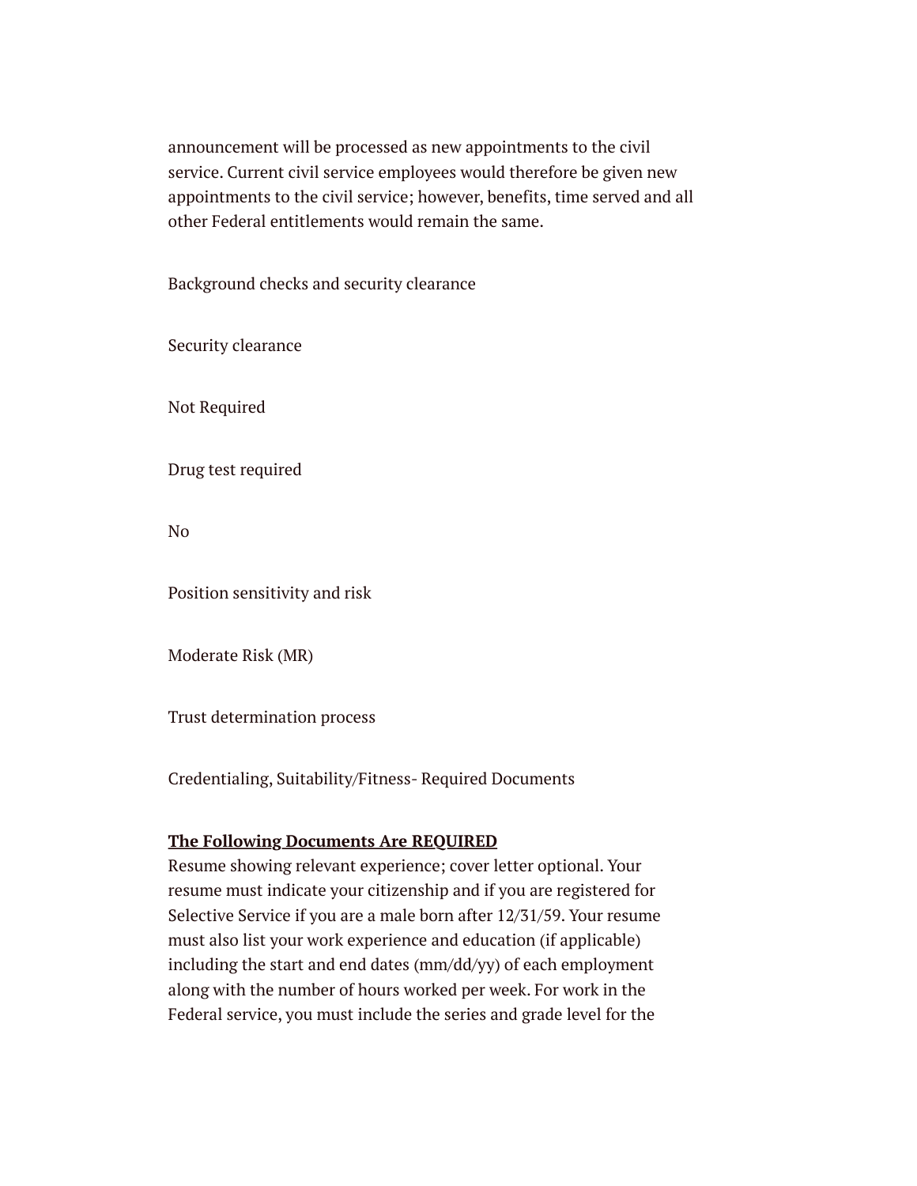announcement will be processed as new appointments to the civil service. Current civil service employees would therefore be given new appointments to the civil service; however, benefits, time served and all other Federal entitlements would remain the same.

Background checks and security clearance

Security clearance

Not Required

Drug test required

No

Position sensitivity and risk

Moderate Risk (MR)

Trust determination process

Credentialing, Suitability/Fitness- Required Documents

**<u>The Following Documents Are REQUIRED</u>**
Resume showing relevant experience; cover letter optional. Your resume must indicate your citizenship and if you are registered for Selective Service if you are a male born after 12/31/59. Your resume must also list your work experience and education (if applicable) including the start and end dates (mm/dd/yy) of each employment along with the number of hours worked per week. For work in the Federal service, you must include the series and grade level for the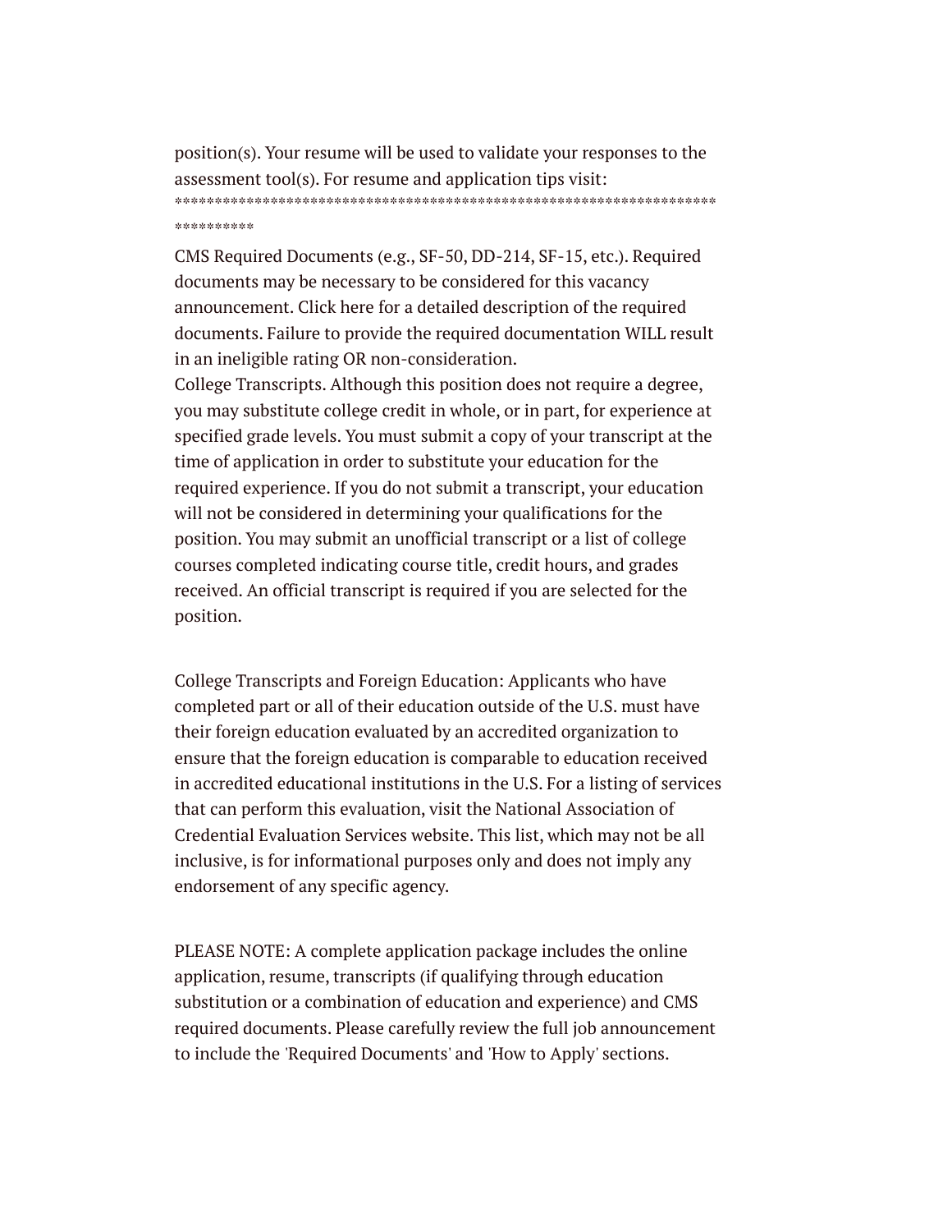position(s). Your resume will be used to validate your responses to the assessment tool(s). For resume and application tips visit:
************************************************************************
**********

CMS Required Documents (e.g., SF-50, DD-214, SF-15, etc.). Required documents may be necessary to be considered for this vacancy announcement. Click here for a detailed description of the required documents. Failure to provide the required documentation WILL result in an ineligible rating OR non-consideration.
College Transcripts. Although this position does not require a degree, you may substitute college credit in whole, or in part, for experience at specified grade levels. You must submit a copy of your transcript at the time of application in order to substitute your education for the required experience. If you do not submit a transcript, your education will not be considered in determining your qualifications for the position. You may submit an unofficial transcript or a list of college courses completed indicating course title, credit hours, and grades received. An official transcript is required if you are selected for the position.

College Transcripts and Foreign Education: Applicants who have completed part or all of their education outside of the U.S. must have their foreign education evaluated by an accredited organization to ensure that the foreign education is comparable to education received in accredited educational institutions in the U.S. For a listing of services that can perform this evaluation, visit the National Association of Credential Evaluation Services website. This list, which may not be all inclusive, is for informational purposes only and does not imply any endorsement of any specific agency.

PLEASE NOTE: A complete application package includes the online application, resume, transcripts (if qualifying through education substitution or a combination of education and experience) and CMS required documents. Please carefully review the full job announcement to include the 'Required Documents' and 'How to Apply' sections.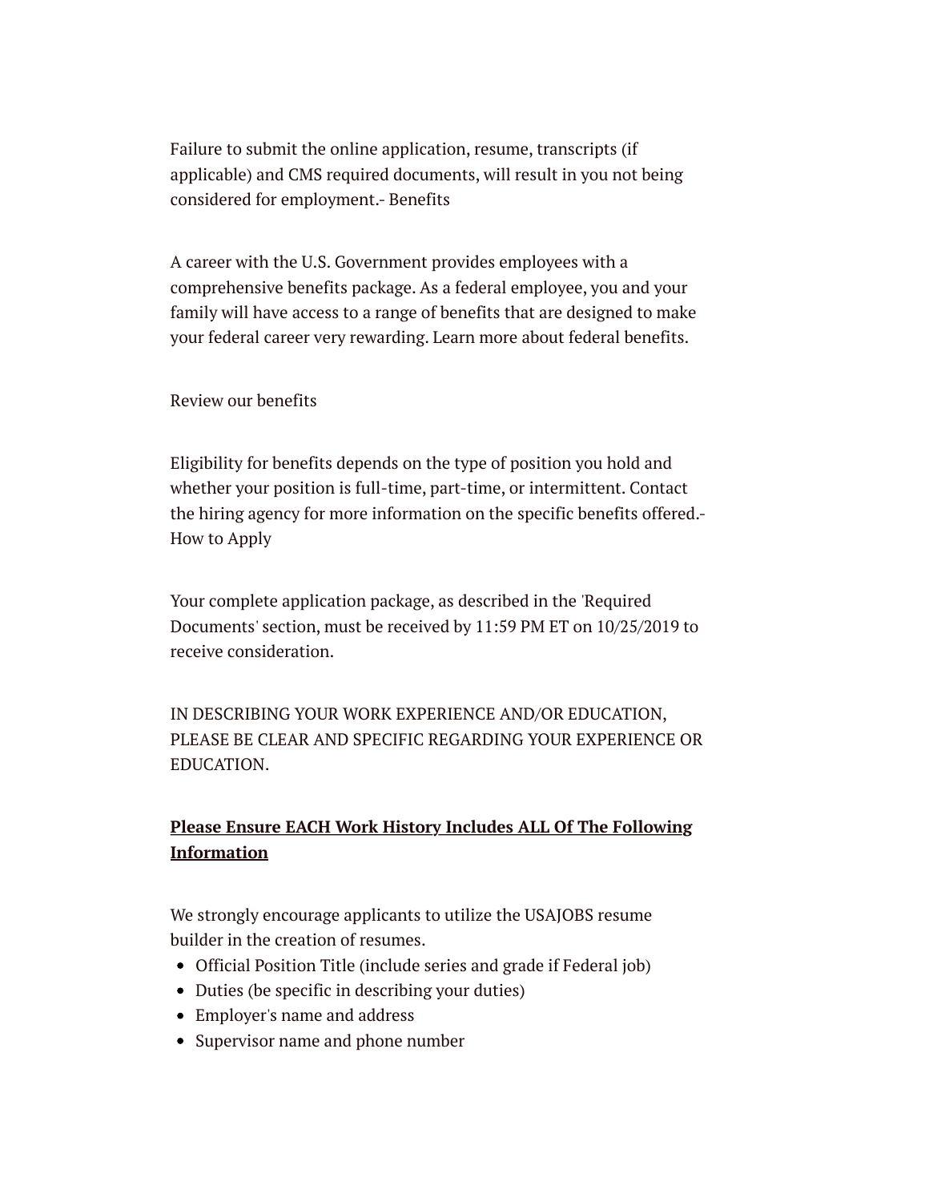Failure to submit the online application, resume, transcripts (if applicable) and CMS required documents, will result in you not being considered for employment.- Benefits

A career with the U.S. Government provides employees with a comprehensive benefits package. As a federal employee, you and your family will have access to a range of benefits that are designed to make your federal career very rewarding. Learn more about federal benefits.

Review our benefits

Eligibility for benefits depends on the type of position you hold and whether your position is full-time, part-time, or intermittent. Contact the hiring agency for more information on the specific benefits offered.- How to Apply

Your complete application package, as described in the 'Required Documents' section, must be received by 11:59 PM ET on 10/25/2019 to receive consideration.

IN DESCRIBING YOUR WORK EXPERIENCE AND/OR EDUCATION, PLEASE BE CLEAR AND SPECIFIC REGARDING YOUR EXPERIENCE OR EDUCATION.

**Please Ensure EACH Work History Includes ALL Of The Following Information**

We strongly encourage applicants to utilize the USAJOBS resume builder in the creation of resumes.

- Official Position Title (include series and grade if Federal job)
- Duties (be specific in describing your duties)
- Employer's name and address
- Supervisor name and phone number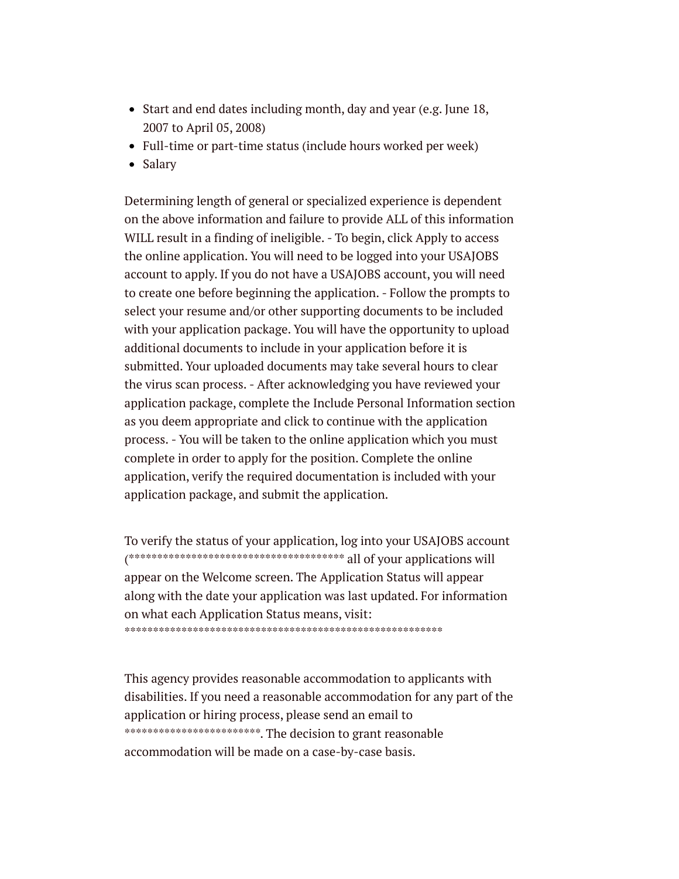- Start and end dates including month, day and year (e.g. June 18, 2007 to April 05, 2008)
- Full-time or part-time status (include hours worked per week)
- Salary

Determining length of general or specialized experience is dependent on the above information and failure to provide ALL of this information WILL result in a finding of ineligible. - To begin, click Apply to access the online application. You will need to be logged into your USAJOBS account to apply. If you do not have a USAJOBS account, you will need to create one before beginning the application. - Follow the prompts to select your resume and/or other supporting documents to be included with your application package. You will have the opportunity to upload additional documents to include in your application before it is submitted. Your uploaded documents may take several hours to clear the virus scan process. - After acknowledging you have reviewed your application package, complete the Include Personal Information section as you deem appropriate and click to continue with the application process. - You will be taken to the online application which you must complete in order to apply for the position. Complete the online application, verify the required documentation is included with your application package, and submit the application.

To verify the status of your application, log into your USAJOBS account (*************************************** all of your applications will appear on the Welcome screen. The Application Status will appear along with the date your application was last updated. For information on what each Application Status means, visit: ***********************************************************

This agency provides reasonable accommodation to applicants with disabilities. If you need a reasonable accommodation for any part of the application or hiring process, please send an email to ************************. The decision to grant reasonable accommodation will be made on a case-by-case basis.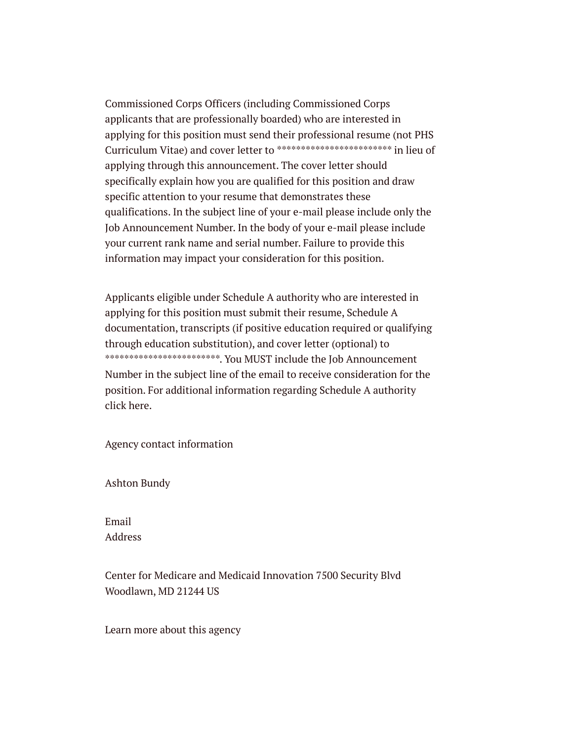Commissioned Corps Officers (including Commissioned Corps applicants that are professionally boarded) who are interested in applying for this position must send their professional resume (not PHS Curriculum Vitae) and cover letter to ************************ in lieu of applying through this announcement. The cover letter should specifically explain how you are qualified for this position and draw specific attention to your resume that demonstrates these qualifications. In the subject line of your e-mail please include only the Job Announcement Number. In the body of your e-mail please include your current rank name and serial number. Failure to provide this information may impact your consideration for this position.

Applicants eligible under Schedule A authority who are interested in applying for this position must submit their resume, Schedule A documentation, transcripts (if positive education required or qualifying through education substitution), and cover letter (optional) to ************************. You MUST include the Job Announcement Number in the subject line of the email to receive consideration for the position. For additional information regarding Schedule A authority click here.

Agency contact information

Ashton Bundy

Email
Address

Center for Medicare and Medicaid Innovation 7500 Security Blvd
Woodlawn, MD 21244 US

Learn more about this agency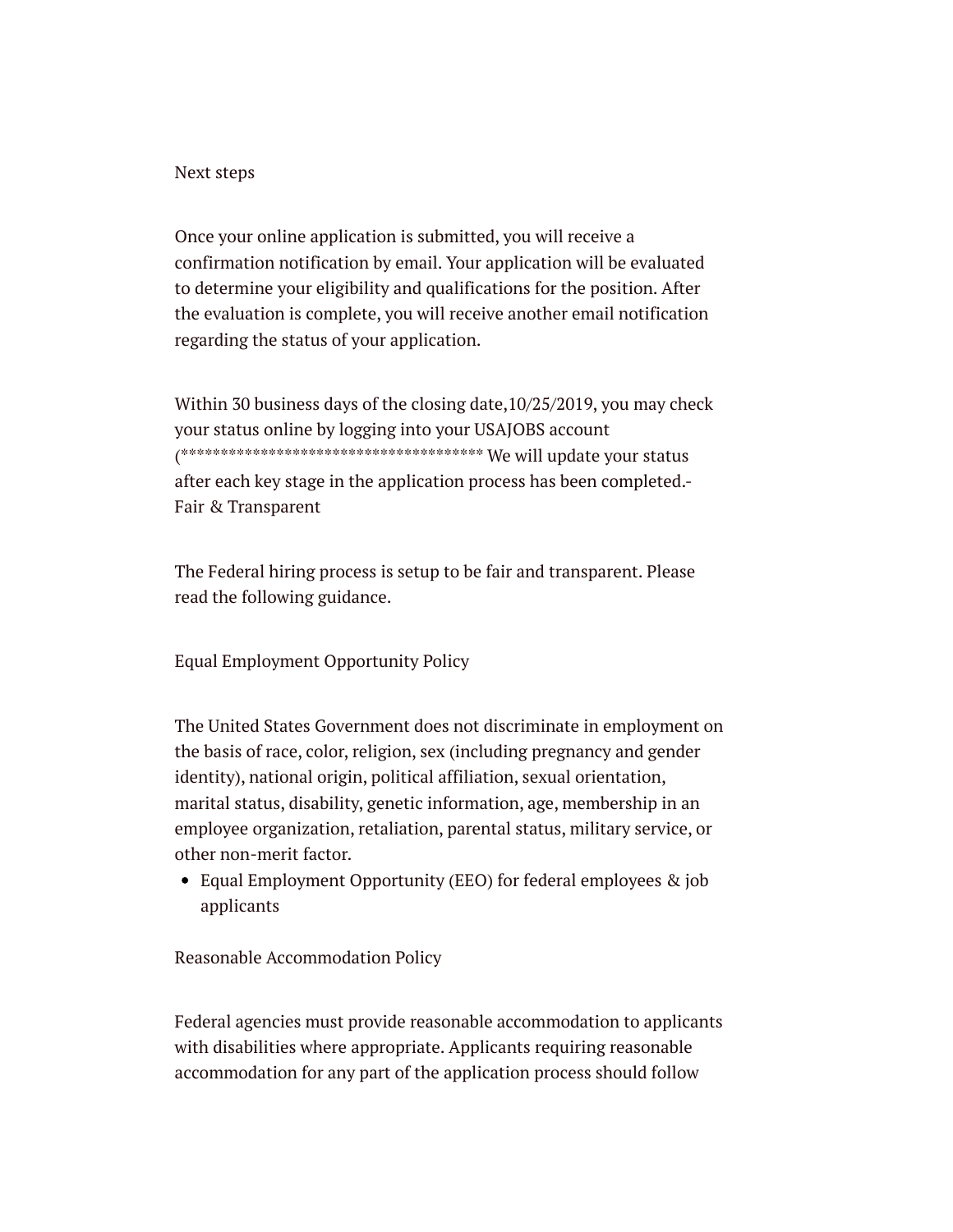Next steps

Once your online application is submitted, you will receive a confirmation notification by email. Your application will be evaluated to determine your eligibility and qualifications for the position. After the evaluation is complete, you will receive another email notification regarding the status of your application.

Within 30 business days of the closing date,10/25/2019, you may check your status online by logging into your USAJOBS account (************************************** We will update your status after each key stage in the application process has been completed.- Fair & Transparent

The Federal hiring process is setup to be fair and transparent. Please read the following guidance.

Equal Employment Opportunity Policy

The United States Government does not discriminate in employment on the basis of race, color, religion, sex (including pregnancy and gender identity), national origin, political affiliation, sexual orientation, marital status, disability, genetic information, age, membership in an employee organization, retaliation, parental status, military service, or other non-merit factor.

- Equal Employment Opportunity (EEO) for federal employees & job applicants

Reasonable Accommodation Policy

Federal agencies must provide reasonable accommodation to applicants with disabilities where appropriate. Applicants requiring reasonable accommodation for any part of the application process should follow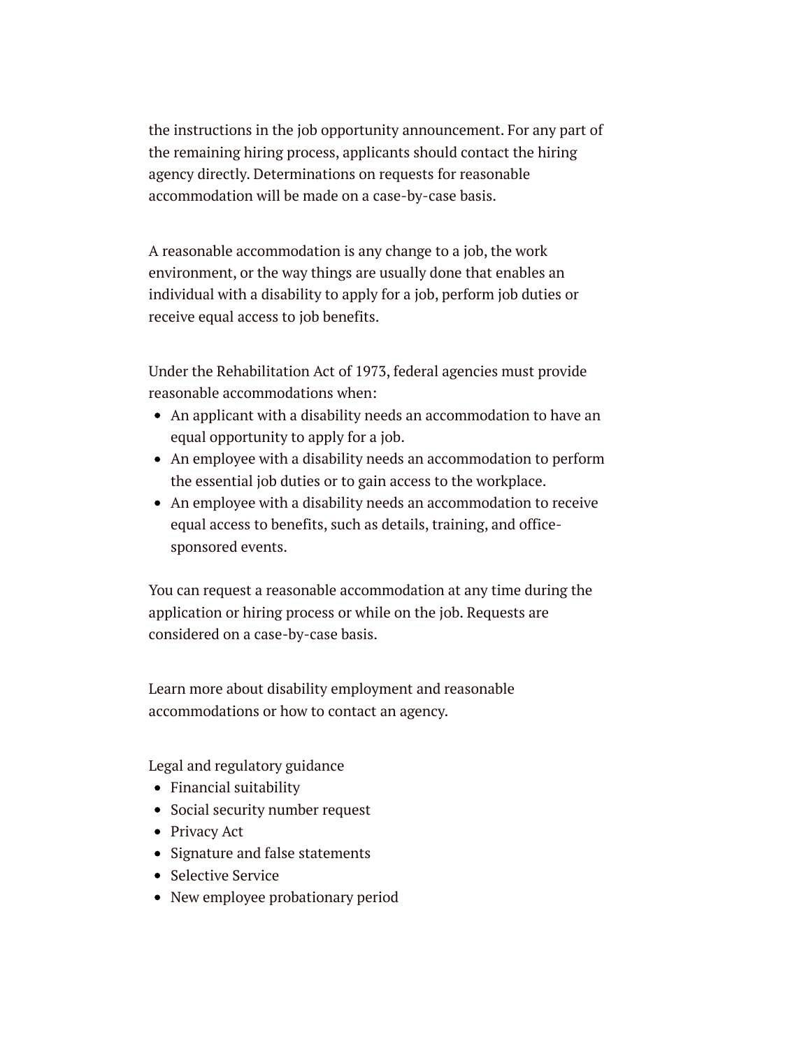the instructions in the job opportunity announcement. For any part of the remaining hiring process, applicants should contact the hiring agency directly. Determinations on requests for reasonable accommodation will be made on a case-by-case basis.

A reasonable accommodation is any change to a job, the work environment, or the way things are usually done that enables an individual with a disability to apply for a job, perform job duties or receive equal access to job benefits.

Under the Rehabilitation Act of 1973, federal agencies must provide reasonable accommodations when:

- An applicant with a disability needs an accommodation to have an equal opportunity to apply for a job.
- An employee with a disability needs an accommodation to perform the essential job duties or to gain access to the workplace.
- An employee with a disability needs an accommodation to receive equal access to benefits, such as details, training, and office-sponsored events.

You can request a reasonable accommodation at any time during the application or hiring process or while on the job. Requests are considered on a case-by-case basis.

Learn more about disability employment and reasonable accommodations or how to contact an agency.

Legal and regulatory guidance

- Financial suitability
- Social security number request
- Privacy Act
- Signature and false statements
- Selective Service
- New employee probationary period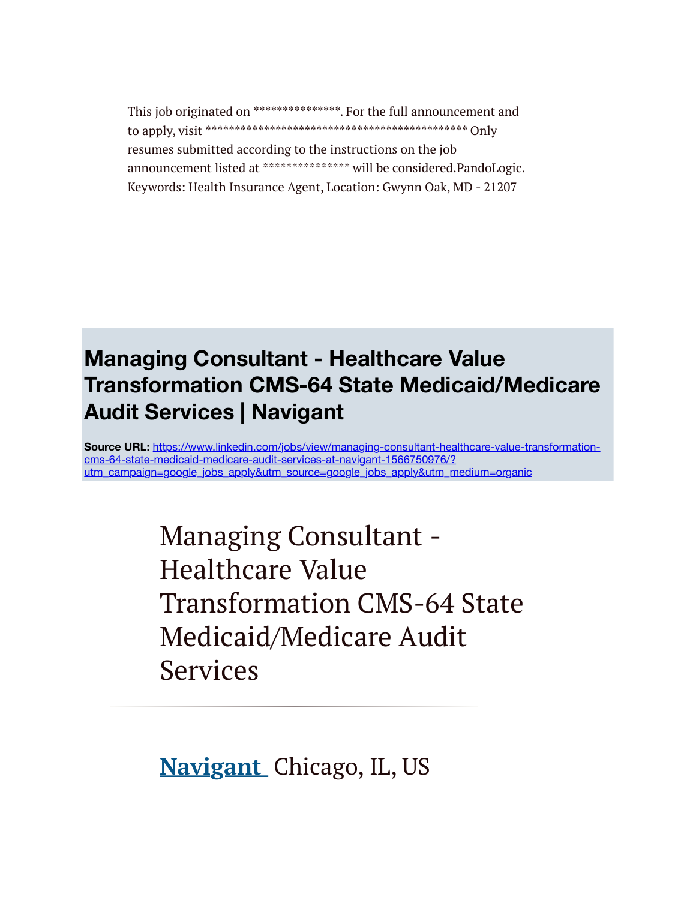This job originated on ***************. For the full announcement and to apply, visit ********************************************* Only resumes submitted according to the instructions on the job announcement listed at *************** will be considered.PandoLogic. Keywords: Health Insurance Agent, Location: Gwynn Oak, MD - 21207

## Managing Consultant - Healthcare Value Transformation CMS-64 State Medicaid/Medicare Audit Services | Navigant

**Source URL:** [https://www.linkedin.com/jobs/view/managing-consultant-healthcare-value-transformation-cms-64-state-medicaid-medicare-audit-services-at-navigant-1566750976/?utm_campaign=google_jobs_apply&utm_source=google_jobs_apply&utm_medium=organic](https://www.linkedin.com/jobs/view/managing-consultant-healthcare-value-transformation-cms-64-state-medicaid-medicare-audit-services-at-navigant-1566750976/?utm_campaign=google_jobs_apply&utm_source=google_jobs_apply&utm_medium=organic)

# Managing Consultant - Healthcare Value Transformation CMS-64 State Medicaid/Medicare Audit Services

---

**Navigant** Chicago, IL, US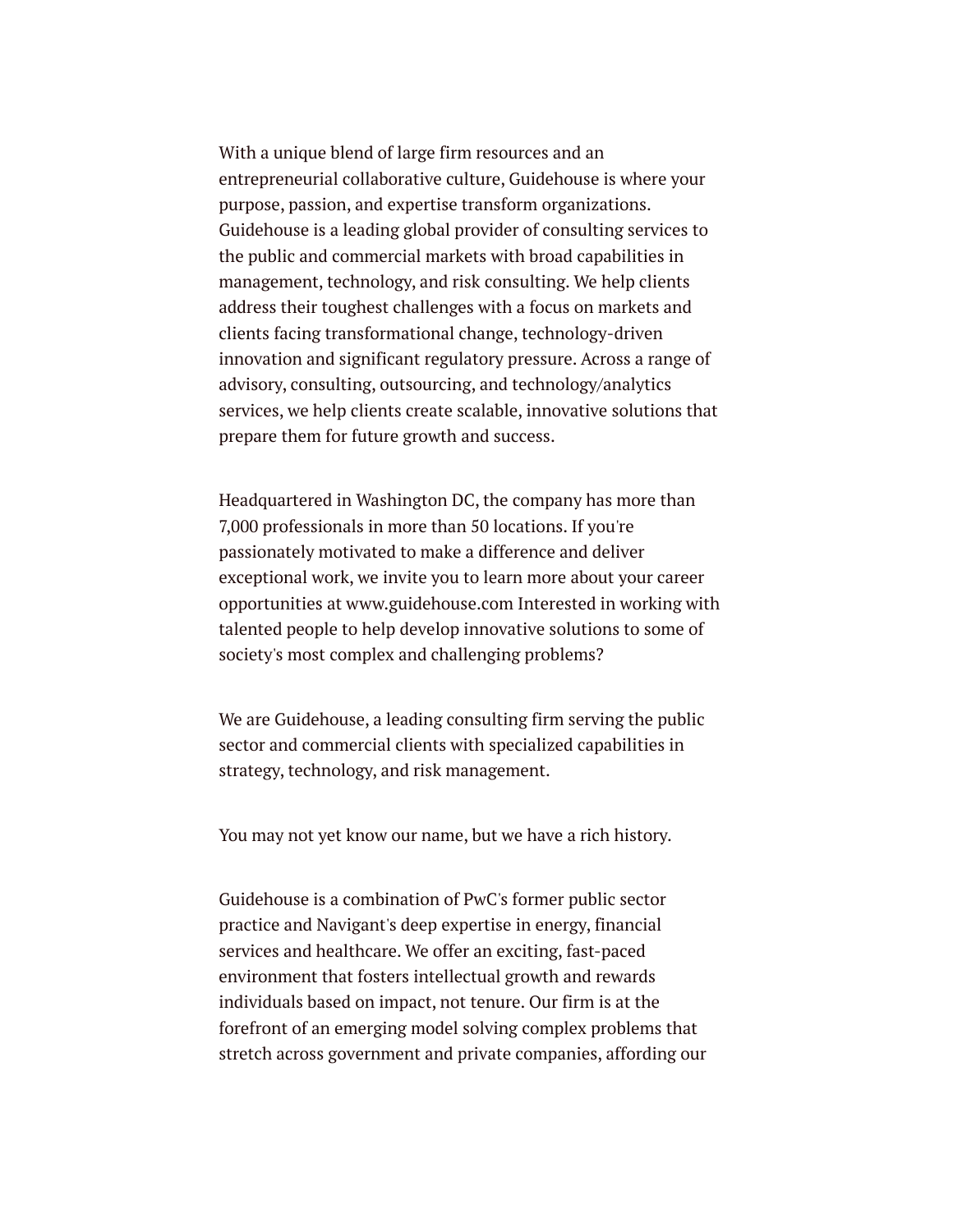With a unique blend of large firm resources and an entrepreneurial collaborative culture, Guidehouse is where your purpose, passion, and expertise transform organizations. Guidehouse is a leading global provider of consulting services to the public and commercial markets with broad capabilities in management, technology, and risk consulting. We help clients address their toughest challenges with a focus on markets and clients facing transformational change, technology-driven innovation and significant regulatory pressure. Across a range of advisory, consulting, outsourcing, and technology/analytics services, we help clients create scalable, innovative solutions that prepare them for future growth and success.

Headquartered in Washington DC, the company has more than 7,000 professionals in more than 50 locations. If you're passionately motivated to make a difference and deliver exceptional work, we invite you to learn more about your career opportunities at www.guidehouse.com Interested in working with talented people to help develop innovative solutions to some of society's most complex and challenging problems?

We are Guidehouse, a leading consulting firm serving the public sector and commercial clients with specialized capabilities in strategy, technology, and risk management.

You may not yet know our name, but we have a rich history.

Guidehouse is a combination of PwC's former public sector practice and Navigant's deep expertise in energy, financial services and healthcare. We offer an exciting, fast-paced environment that fosters intellectual growth and rewards individuals based on impact, not tenure. Our firm is at the forefront of an emerging model solving complex problems that stretch across government and private companies, affording our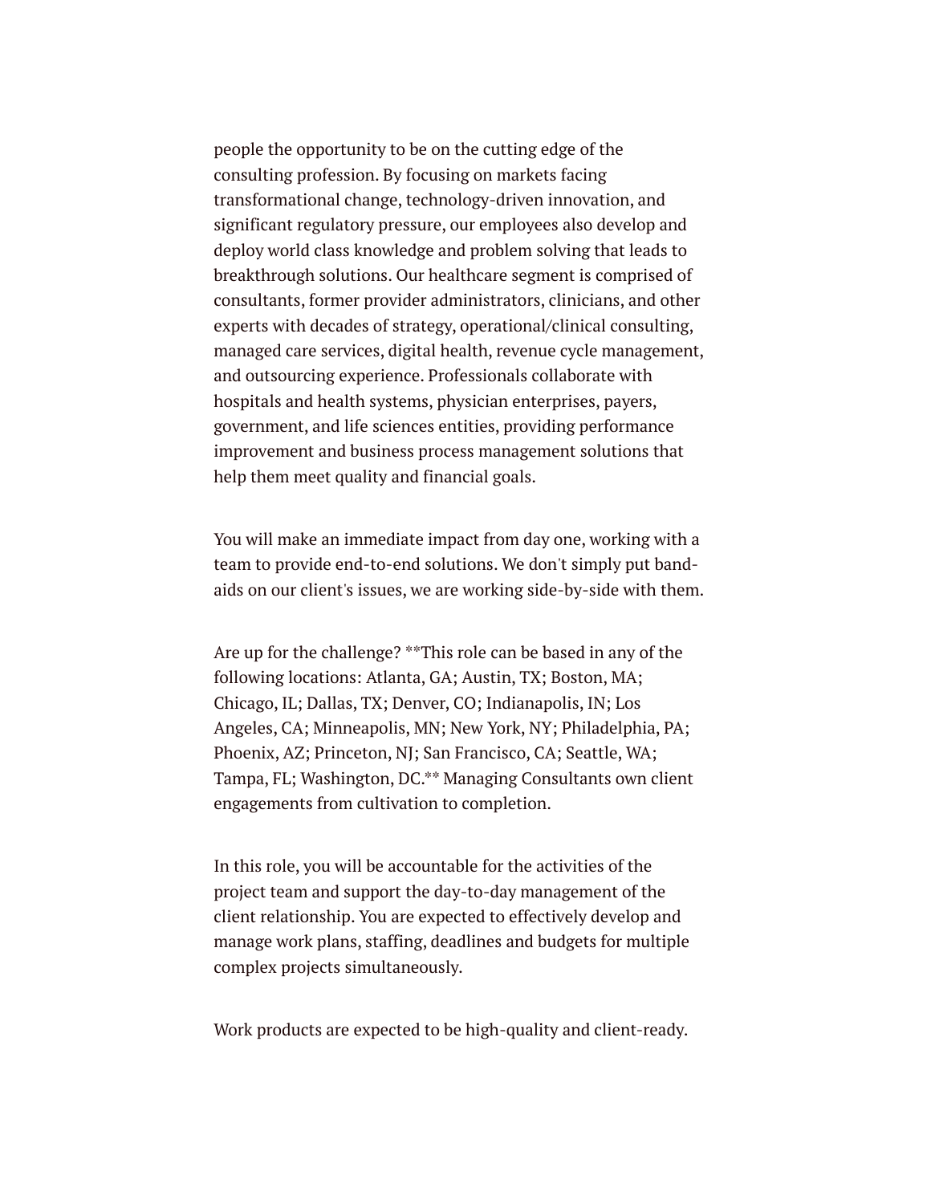people the opportunity to be on the cutting edge of the consulting profession. By focusing on markets facing transformational change, technology-driven innovation, and significant regulatory pressure, our employees also develop and deploy world class knowledge and problem solving that leads to breakthrough solutions. Our healthcare segment is comprised of consultants, former provider administrators, clinicians, and other experts with decades of strategy, operational/clinical consulting, managed care services, digital health, revenue cycle management, and outsourcing experience. Professionals collaborate with hospitals and health systems, physician enterprises, payers, government, and life sciences entities, providing performance improvement and business process management solutions that help them meet quality and financial goals.

You will make an immediate impact from day one, working with a team to provide end-to-end solutions. We don't simply put band-aids on our client's issues, we are working side-by-side with them.

Are up for the challenge? **This role can be based in any of the following locations: Atlanta, GA; Austin, TX; Boston, MA; Chicago, IL; Dallas, TX; Denver, CO; Indianapolis, IN; Los Angeles, CA; Minneapolis, MN; New York, NY; Philadelphia, PA; Phoenix, AZ; Princeton, NJ; San Francisco, CA; Seattle, WA; Tampa, FL; Washington, DC.** Managing Consultants own client engagements from cultivation to completion.

In this role, you will be accountable for the activities of the project team and support the day-to-day management of the client relationship. You are expected to effectively develop and manage work plans, staffing, deadlines and budgets for multiple complex projects simultaneously.

Work products are expected to be high-quality and client-ready.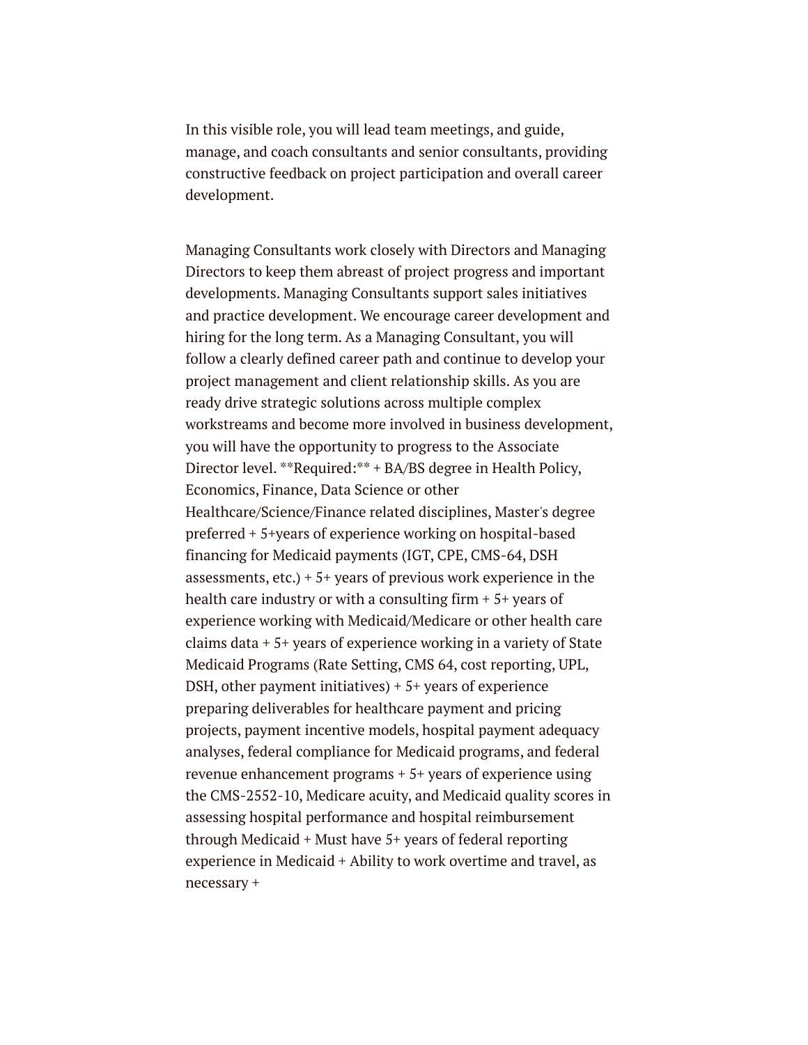In this visible role, you will lead team meetings, and guide, manage, and coach consultants and senior consultants, providing constructive feedback on project participation and overall career development.

Managing Consultants work closely with Directors and Managing Directors to keep them abreast of project progress and important developments. Managing Consultants support sales initiatives and practice development. We encourage career development and hiring for the long term. As a Managing Consultant, you will follow a clearly defined career path and continue to develop your project management and client relationship skills. As you are ready drive strategic solutions across multiple complex workstreams and become more involved in business development, you will have the opportunity to progress to the Associate Director level. **Required:** + BA/BS degree in Health Policy, Economics, Finance, Data Science or other Healthcare/Science/Finance related disciplines, Master's degree preferred + 5+years of experience working on hospital-based financing for Medicaid payments (IGT, CPE, CMS-64, DSH assessments, etc.) + 5+ years of previous work experience in the health care industry or with a consulting firm + 5+ years of experience working with Medicaid/Medicare or other health care claims data + 5+ years of experience working in a variety of State Medicaid Programs (Rate Setting, CMS 64, cost reporting, UPL, DSH, other payment initiatives) + 5+ years of experience preparing deliverables for healthcare payment and pricing projects, payment incentive models, hospital payment adequacy analyses, federal compliance for Medicaid programs, and federal revenue enhancement programs + 5+ years of experience using the CMS-2552-10, Medicare acuity, and Medicaid quality scores in assessing hospital performance and hospital reimbursement through Medicaid + Must have 5+ years of federal reporting experience in Medicaid + Ability to work overtime and travel, as necessary +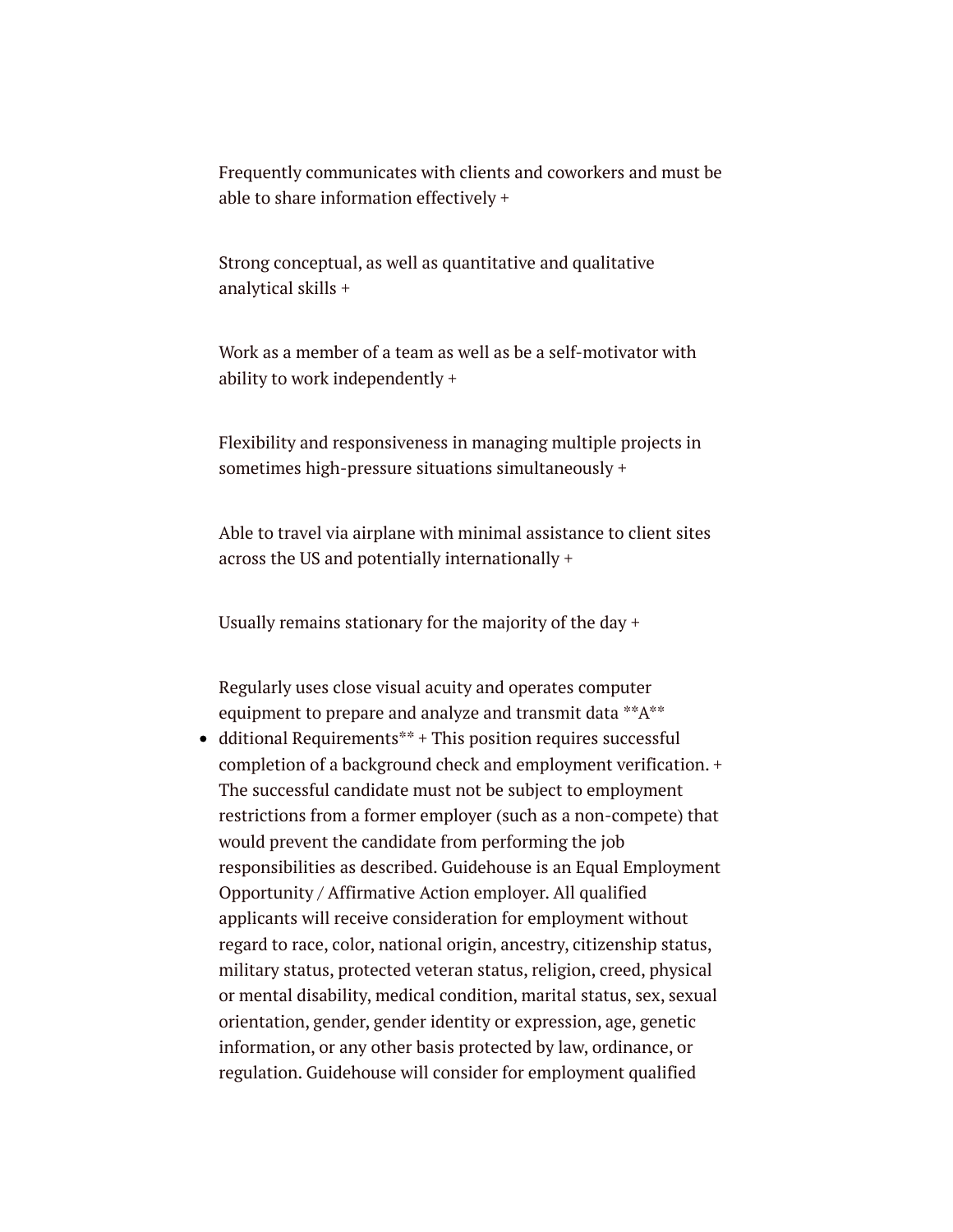Frequently communicates with clients and coworkers and must be able to share information effectively +

Strong conceptual, as well as quantitative and qualitative analytical skills +

Work as a member of a team as well as be a self-motivator with ability to work independently +

Flexibility and responsiveness in managing multiple projects in sometimes high-pressure situations simultaneously +

Able to travel via airplane with minimal assistance to client sites across the US and potentially internationally +

Usually remains stationary for the majority of the day +

Regularly uses close visual acuity and operates computer equipment to prepare and analyze and transmit data **A**

- dditional Requirements** + This position requires successful completion of a background check and employment verification. + The successful candidate must not be subject to employment restrictions from a former employer (such as a non-compete) that would prevent the candidate from performing the job responsibilities as described. Guidehouse is an Equal Employment Opportunity / Affirmative Action employer. All qualified applicants will receive consideration for employment without regard to race, color, national origin, ancestry, citizenship status, military status, protected veteran status, religion, creed, physical or mental disability, medical condition, marital status, sex, sexual orientation, gender, gender identity or expression, age, genetic information, or any other basis protected by law, ordinance, or regulation. Guidehouse will consider for employment qualified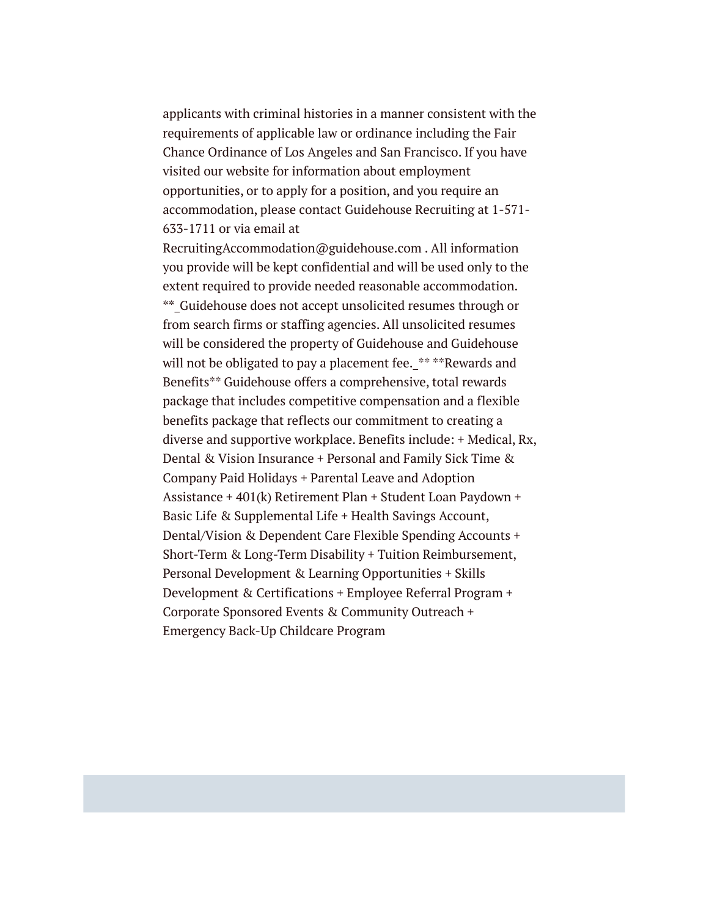applicants with criminal histories in a manner consistent with the requirements of applicable law or ordinance including the Fair Chance Ordinance of Los Angeles and San Francisco. If you have visited our website for information about employment opportunities, or to apply for a position, and you require an accommodation, please contact Guidehouse Recruiting at 1-571-633-1711 or via email at RecruitingAccommodation@guidehouse.com . All information you provide will be kept confidential and will be used only to the extent required to provide needed reasonable accommodation. **_Guidehouse does not accept unsolicited resumes through or from search firms or staffing agencies. All unsolicited resumes will be considered the property of Guidehouse and Guidehouse will not be obligated to pay a placement fee._** **Rewards and Benefits** Guidehouse offers a comprehensive, total rewards package that includes competitive compensation and a flexible benefits package that reflects our commitment to creating a diverse and supportive workplace. Benefits include: + Medical, Rx, Dental & Vision Insurance + Personal and Family Sick Time & Company Paid Holidays + Parental Leave and Adoption Assistance + 401(k) Retirement Plan + Student Loan Paydown + Basic Life & Supplemental Life + Health Savings Account, Dental/Vision & Dependent Care Flexible Spending Accounts + Short-Term & Long-Term Disability + Tuition Reimbursement, Personal Development & Learning Opportunities + Skills Development & Certifications + Employee Referral Program + Corporate Sponsored Events & Community Outreach + Emergency Back-Up Childcare Program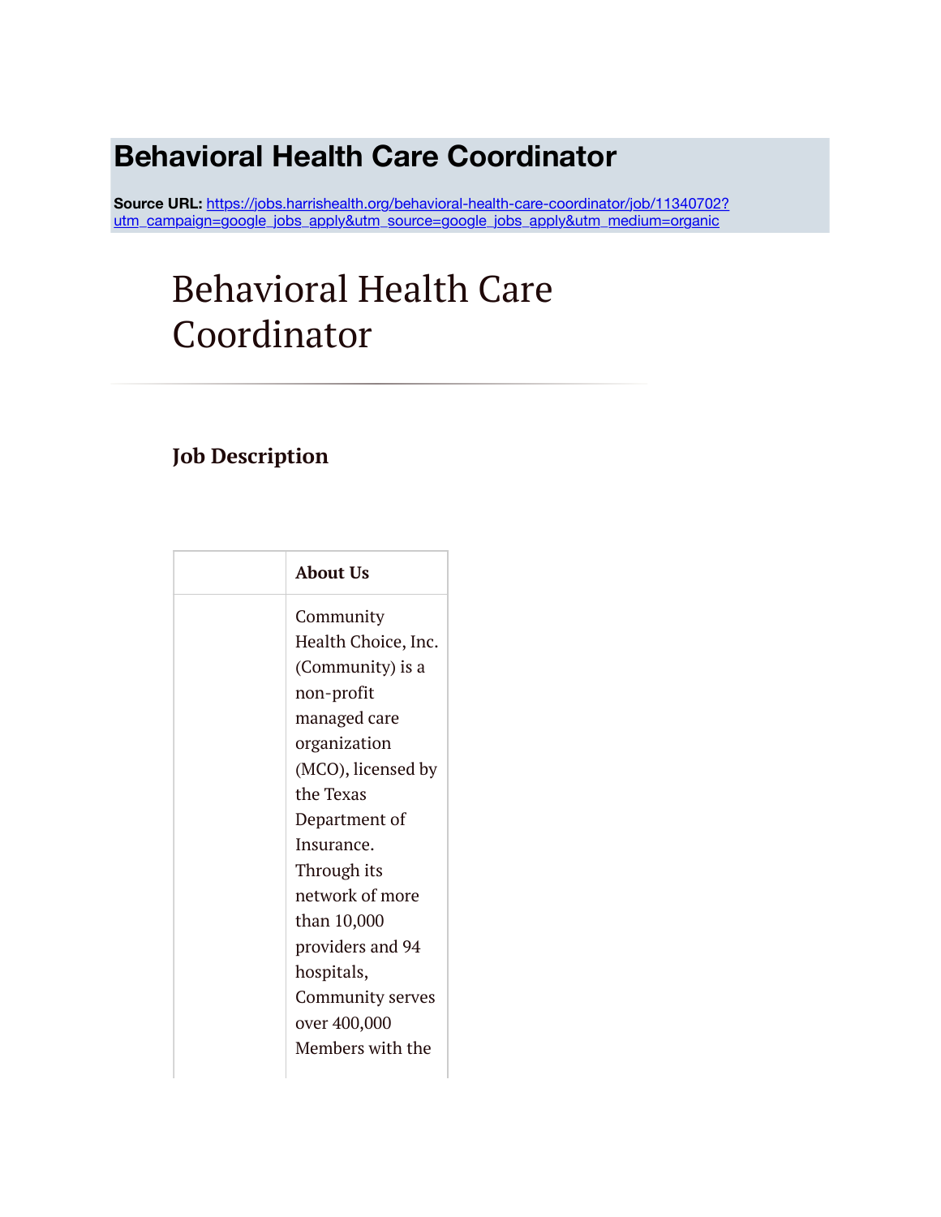# Behavioral Health Care Coordinator

**Source URL:** https://jobs.harrishealth.org/behavioral-health-care-coordinator/job/11340702?utm_campaign=google_jobs_apply&utm_source=google_jobs_apply&utm_medium=organic

# Behavioral Health Care Coordinator

## Job Description

| | About Us |
|---|---|
| | Community Health Choice, Inc. (Community) is a non-profit managed care organization (MCO), licensed by the Texas Department of Insurance. Through its network of more than 10,000 providers and 94 hospitals, Community serves over 400,000 Members with the |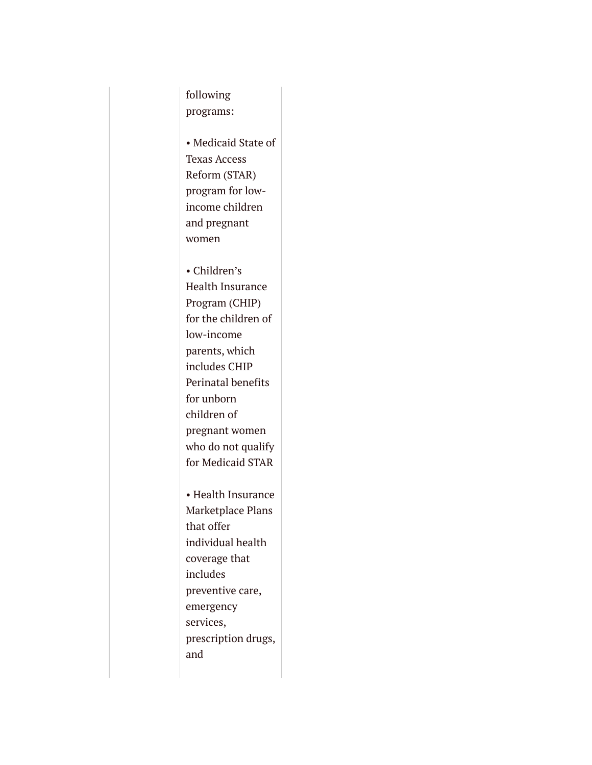following programs:

• Medicaid State of Texas Access Reform (STAR) program for low-income children and pregnant women

• Children's Health Insurance Program (CHIP) for the children of low-income parents, which includes CHIP Perinatal benefits for unborn children of pregnant women who do not qualify for Medicaid STAR

• Health Insurance Marketplace Plans that offer individual health coverage that includes preventive care, emergency services, prescription drugs, and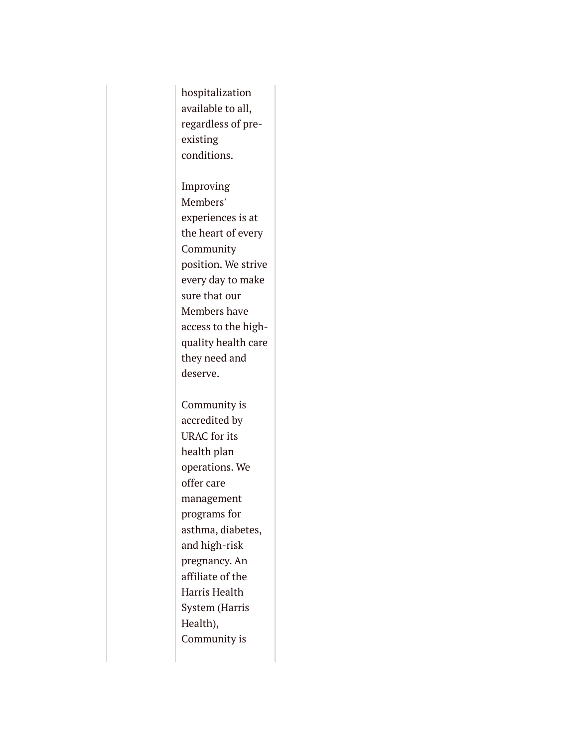hospitalization available to all, regardless of pre-existing conditions.

Improving Members' experiences is at the heart of every Community position. We strive every day to make sure that our Members have access to the high-quality health care they need and deserve.

Community is accredited by URAC for its health plan operations. We offer care management programs for asthma, diabetes, and high-risk pregnancy. An affiliate of the Harris Health System (Harris Health), Community is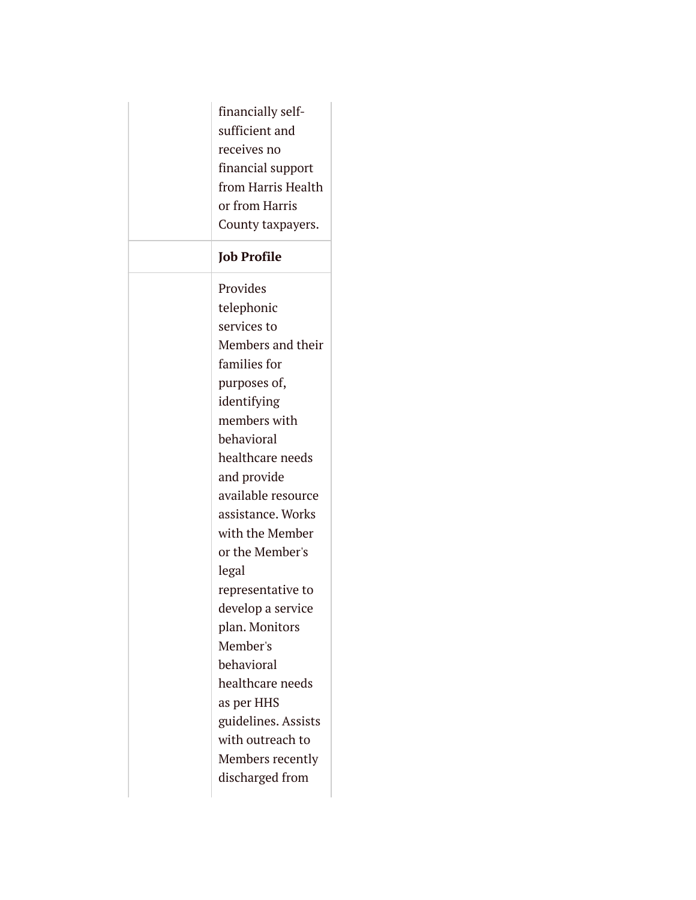| | |
|---|---|
| | financially self-sufficient and receives no financial support from Harris Health or from Harris County taxpayers. |
| | **Job Profile** |
| | Provides telephonic services to Members and their families for purposes of, identifying members with behavioral healthcare needs and provide available resource assistance. Works with the Member or the Member's legal representative to develop a service plan. Monitors Member's behavioral healthcare needs as per HHS guidelines. Assists with outreach to Members recently discharged from |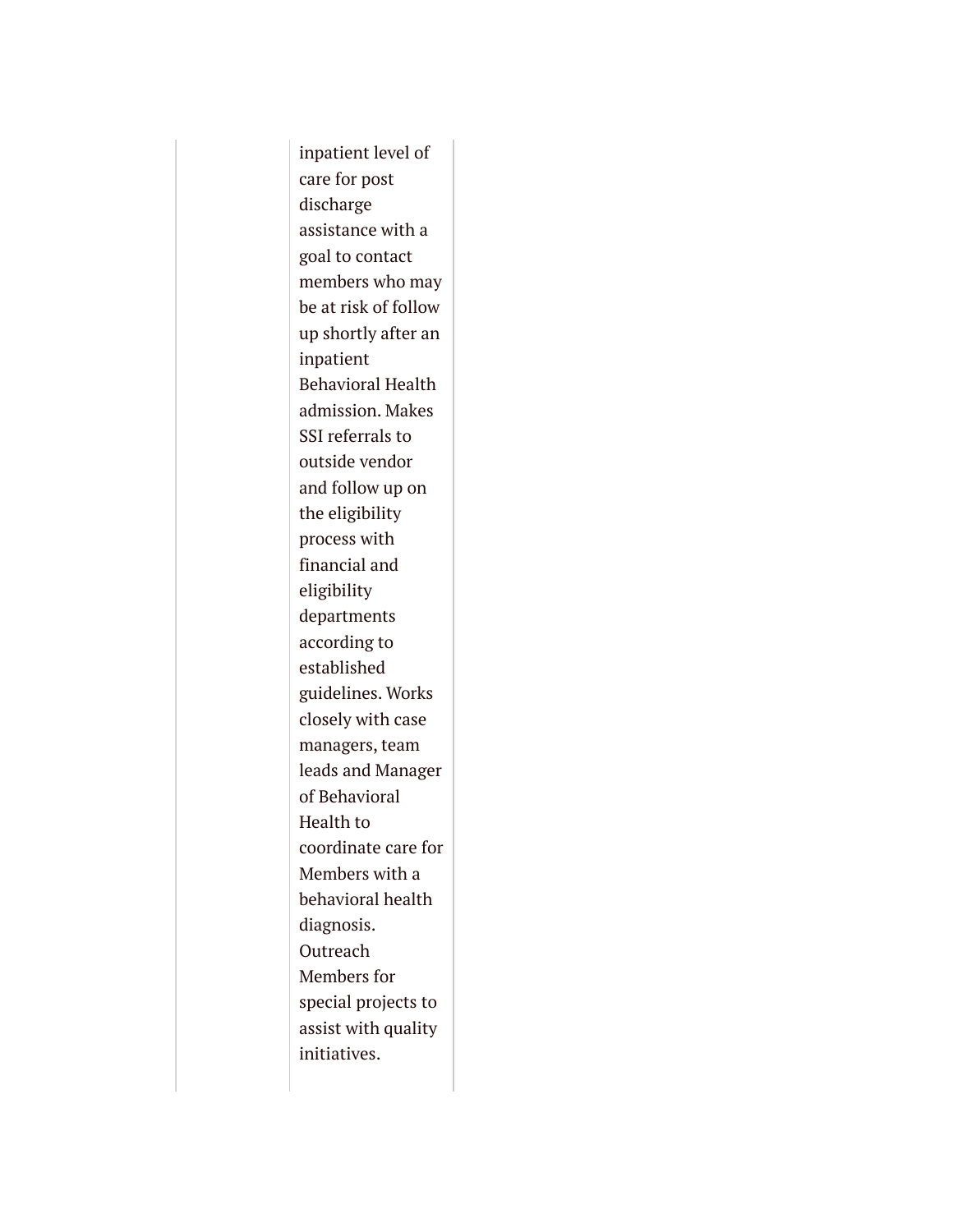| | | |
|---|---|---|
| | inpatient level of care for post discharge assistance with a goal to contact members who may be at risk of follow up shortly after an inpatient Behavioral Health admission. Makes SSI referrals to outside vendor and follow up on the eligibility process with financial and eligibility departments according to established guidelines. Works closely with case managers, team leads and Manager of Behavioral Health to coordinate care for Members with a behavioral health diagnosis. Outreach Members for special projects to assist with quality initiatives. | |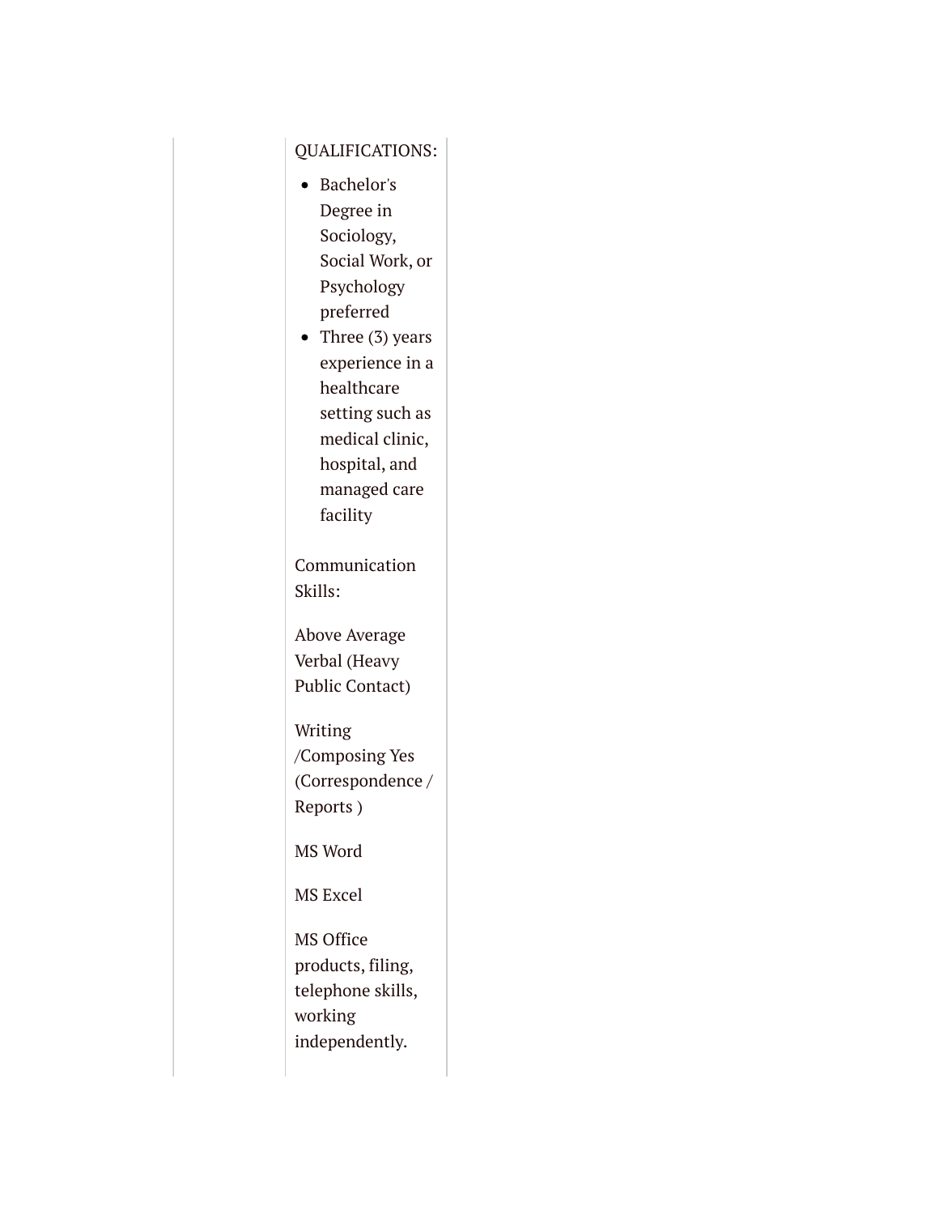QUALIFICATIONS:

- Bachelor's Degree in Sociology, Social Work, or Psychology preferred
- Three (3) years experience in a healthcare setting such as medical clinic, hospital, and managed care facility

Communication Skills:

Above Average Verbal (Heavy Public Contact)

Writing /Composing Yes (Correspondence / Reports )

MS Word

MS Excel

MS Office products, filing, telephone skills, working independently.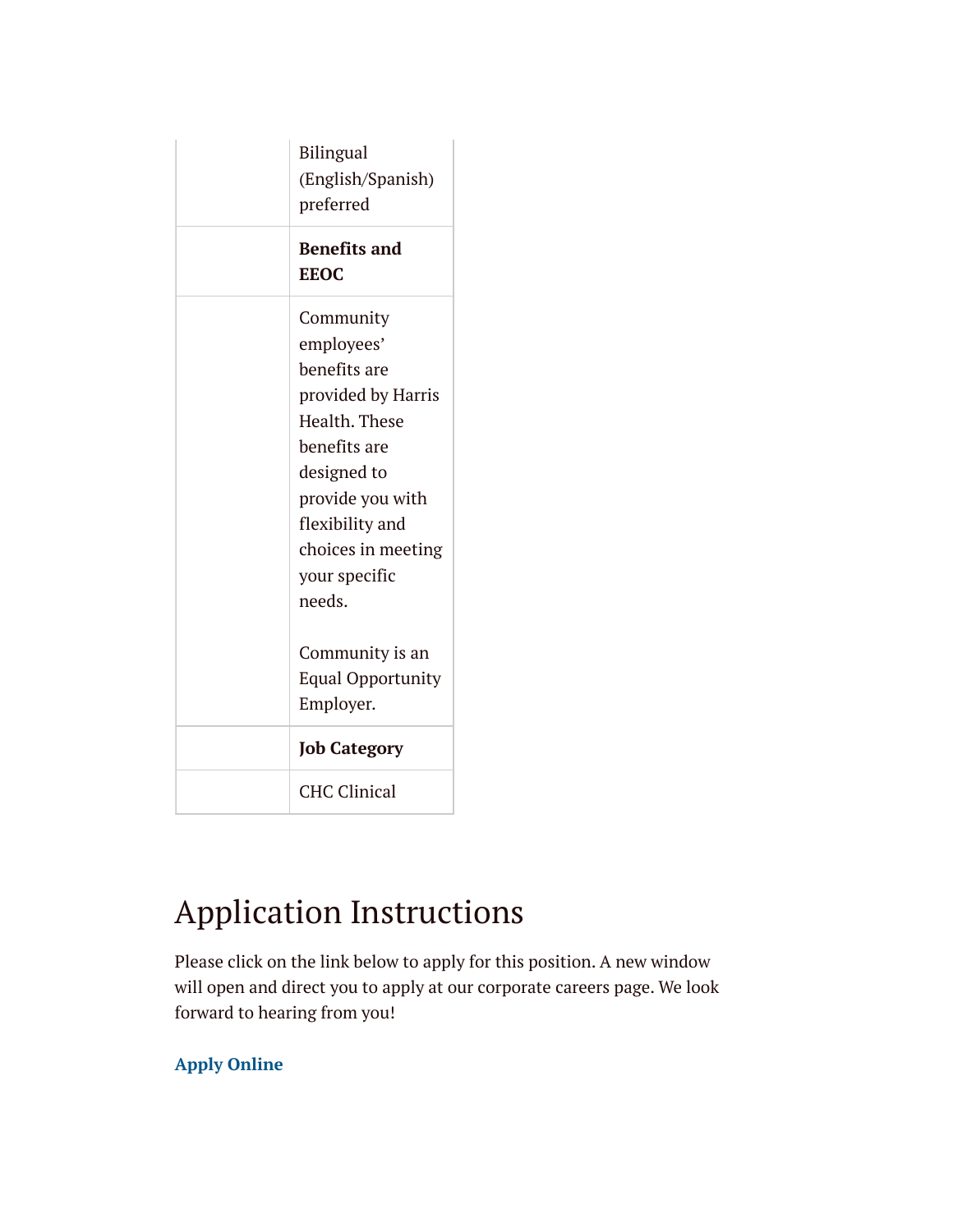| | |
|---|---|
| | Bilingual (English/Spanish) preferred |
| | **Benefits and EEOC** |
| | Community employees' benefits are provided by Harris Health. These benefits are designed to provide you with flexibility and choices in meeting your specific needs.<br><br>Community is an Equal Opportunity Employer. |
| | **Job Category** |
| | CHC Clinical |

# Application Instructions

Please click on the link below to apply for this position. A new window will open and direct you to apply at our corporate careers page. We look forward to hearing from you!

**Apply Online**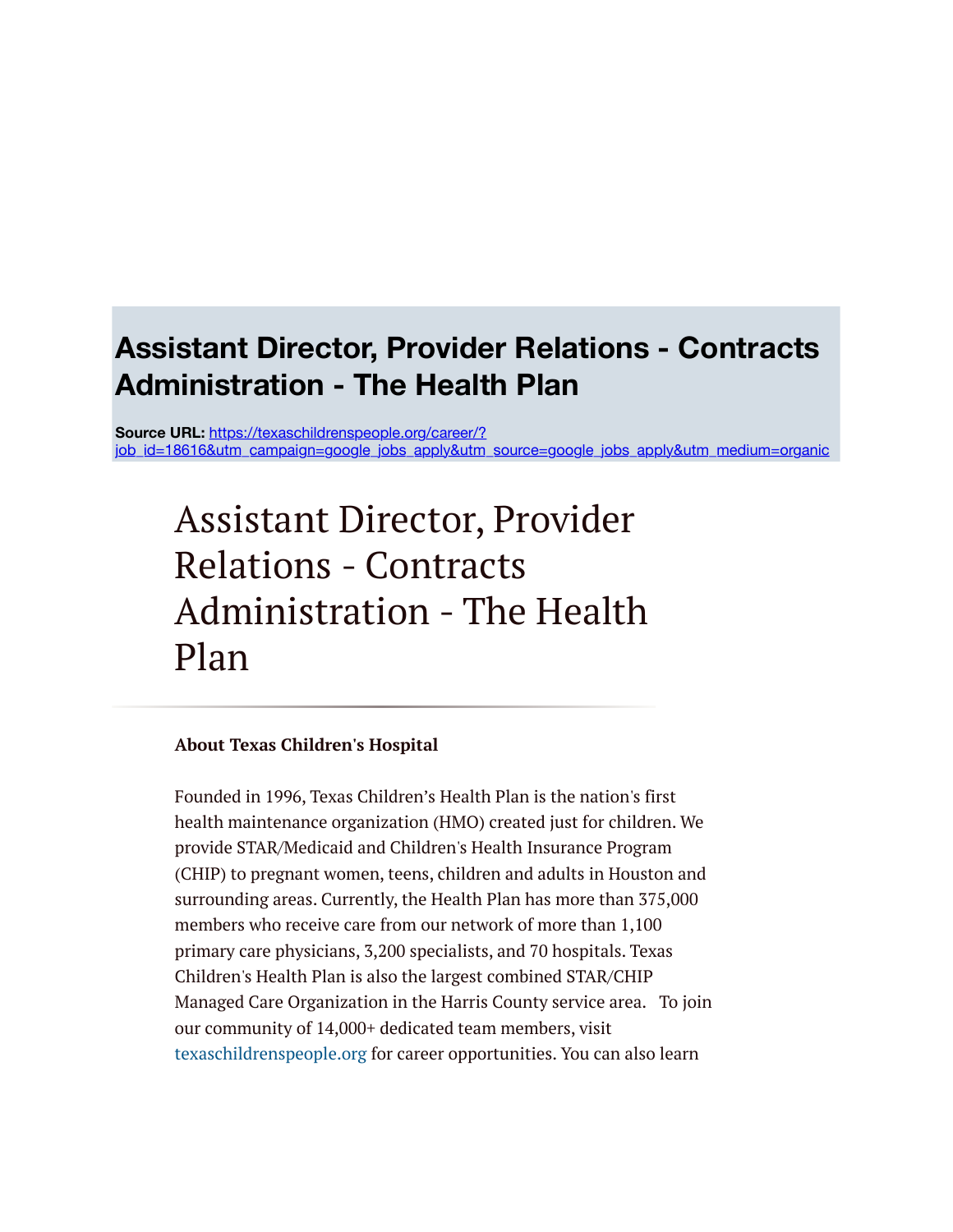# Assistant Director, Provider Relations - Contracts Administration - The Health Plan

**Source URL:** [https://texaschildrenspeople.org/career/?job_id=18616&utm_campaign=google_jobs_apply&utm_source=google_jobs_apply&utm_medium=organic](https://texaschildrenspeople.org/career/?job_id=18616&utm_campaign=google_jobs_apply&utm_source=google_jobs_apply&utm_medium=organic)

# Assistant Director, Provider Relations - Contracts Administration - The Health Plan

**About Texas Children's Hospital**

Founded in 1996, Texas Children's Health Plan is the nation's first health maintenance organization (HMO) created just for children. We provide STAR/Medicaid and Children's Health Insurance Program (CHIP) to pregnant women, teens, children and adults in Houston and surrounding areas. Currently, the Health Plan has more than 375,000 members who receive care from our network of more than 1,100 primary care physicians, 3,200 specialists, and 70 hospitals. Texas Children's Health Plan is also the largest combined STAR/CHIP Managed Care Organization in the Harris County service area. To join our community of 14,000+ dedicated team members, visit texaschildrenspeople.org for career opportunities. You can also learn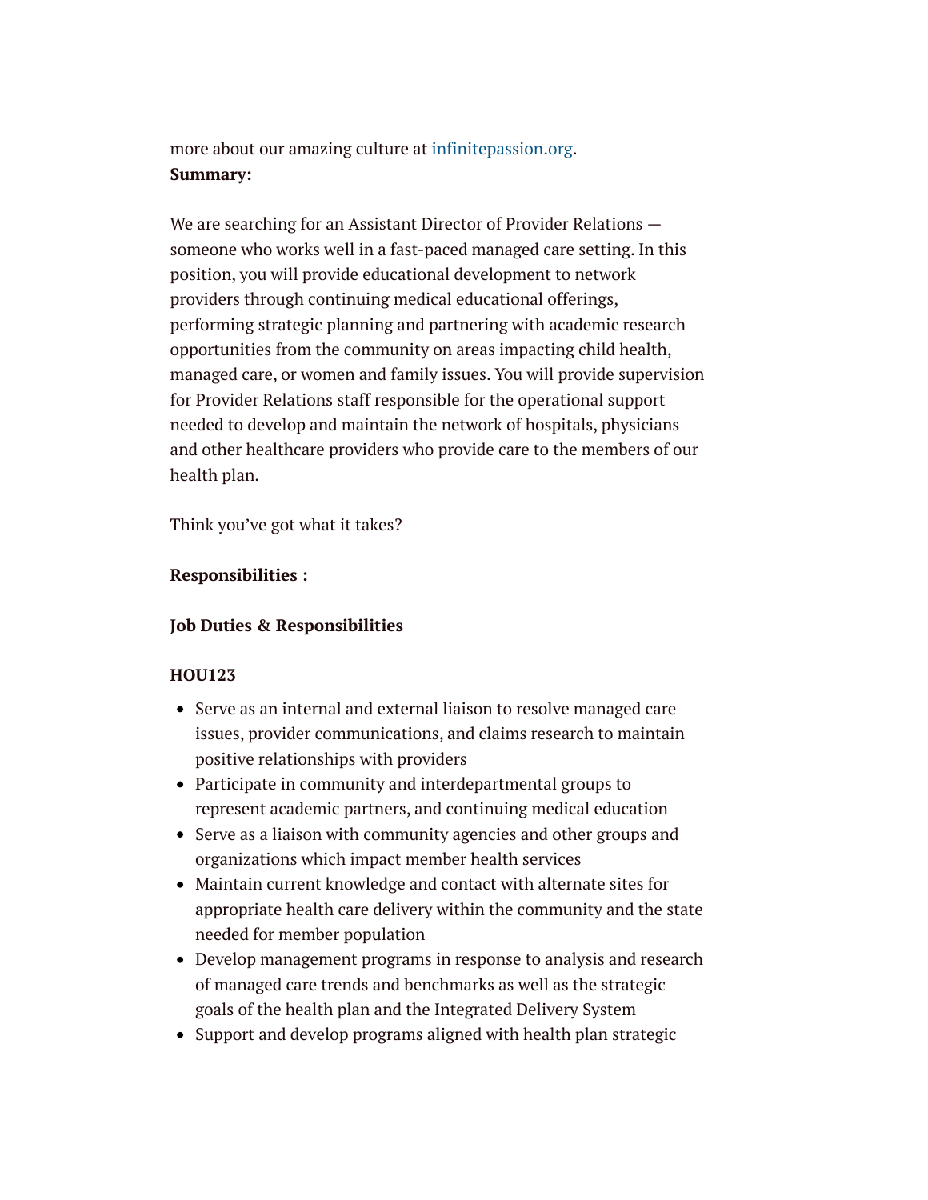more about our amazing culture at infinitepassion.org.
**Summary:**

We are searching for an Assistant Director of Provider Relations — someone who works well in a fast-paced managed care setting. In this position, you will provide educational development to network providers through continuing medical educational offerings, performing strategic planning and partnering with academic research opportunities from the community on areas impacting child health, managed care, or women and family issues. You will provide supervision for Provider Relations staff responsible for the operational support needed to develop and maintain the network of hospitals, physicians and other healthcare providers who provide care to the members of our health plan.

Think you've got what it takes?

**Responsibilities :**

**Job Duties & Responsibilities**

**HOU123**

- Serve as an internal and external liaison to resolve managed care issues, provider communications, and claims research to maintain positive relationships with providers
- Participate in community and interdepartmental groups to represent academic partners, and continuing medical education
- Serve as a liaison with community agencies and other groups and organizations which impact member health services
- Maintain current knowledge and contact with alternate sites for appropriate health care delivery within the community and the state needed for member population
- Develop management programs in response to analysis and research of managed care trends and benchmarks as well as the strategic goals of the health plan and the Integrated Delivery System
- Support and develop programs aligned with health plan strategic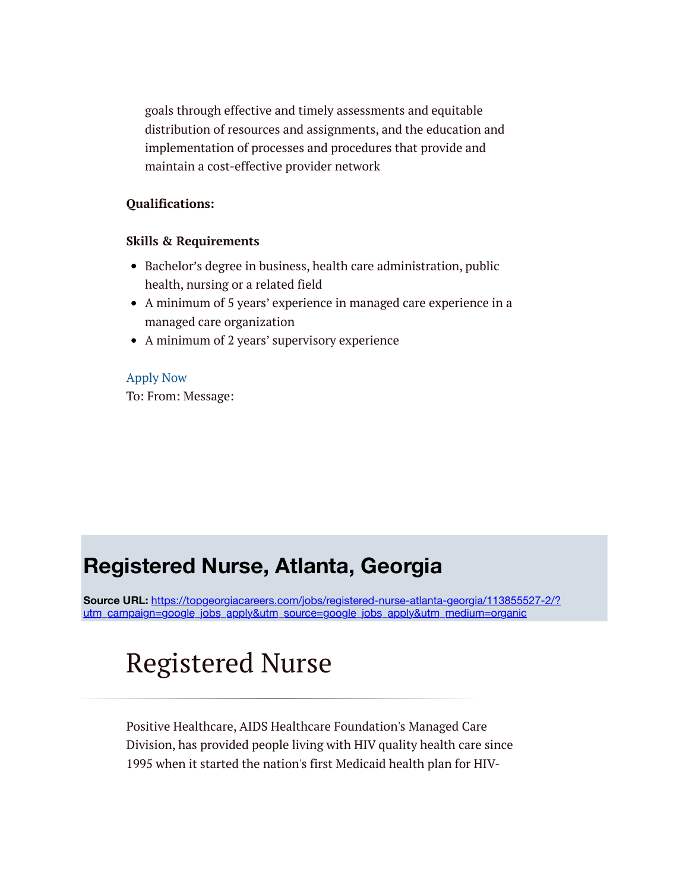goals through effective and timely assessments and equitable distribution of resources and assignments, and the education and implementation of processes and procedures that provide and maintain a cost-effective provider network

**Qualifications:**

**Skills & Requirements**

- Bachelor's degree in business, health care administration, public health, nursing or a related field
- A minimum of 5 years' experience in managed care experience in a managed care organization
- A minimum of 2 years' supervisory experience

Apply Now

To: From: Message:

## Registered Nurse, Atlanta, Georgia

**Source URL:** https://topgeorgiacareers.com/jobs/registered-nurse-atlanta-georgia/113855527-2/?utm_campaign=google_jobs_apply&utm_source=google_jobs_apply&utm_medium=organic

# Registered Nurse

Positive Healthcare, AIDS Healthcare Foundation's Managed Care Division, has provided people living with HIV quality health care since 1995 when it started the nation's first Medicaid health plan for HIV-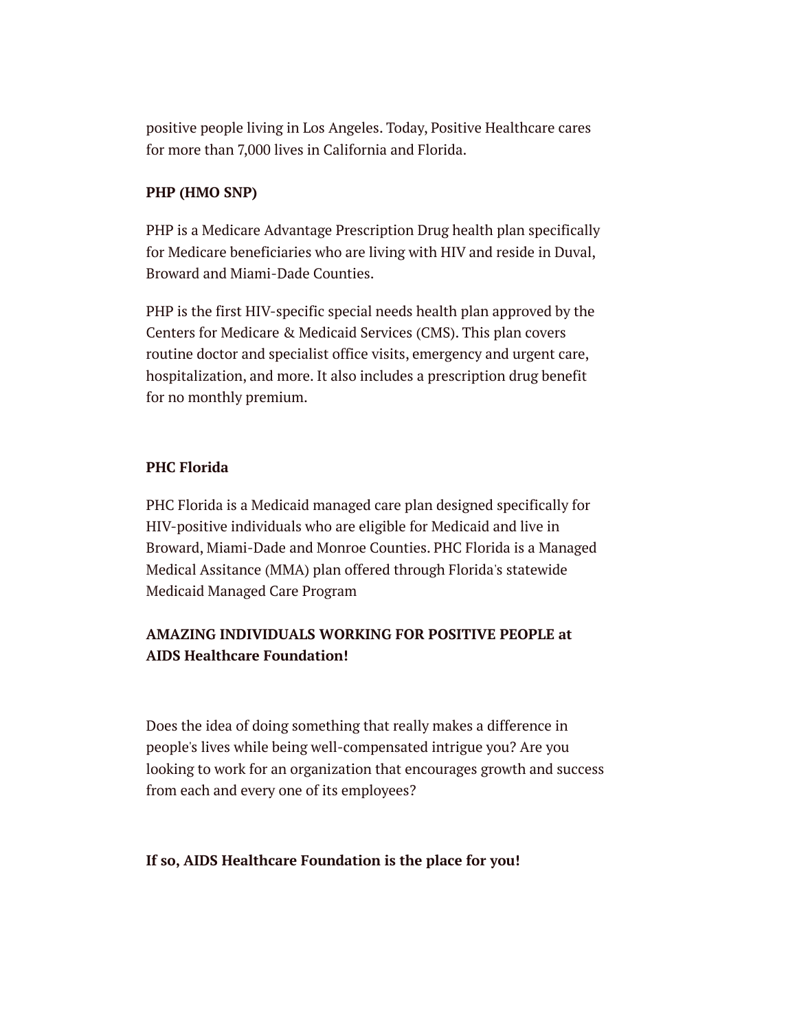positive people living in Los Angeles. Today, Positive Healthcare cares for more than 7,000 lives in California and Florida.

**PHP (HMO SNP)**

PHP is a Medicare Advantage Prescription Drug health plan specifically for Medicare beneficiaries who are living with HIV and reside in Duval, Broward and Miami-Dade Counties.

PHP is the first HIV-specific special needs health plan approved by the Centers for Medicare & Medicaid Services (CMS). This plan covers routine doctor and specialist office visits, emergency and urgent care, hospitalization, and more. It also includes a prescription drug benefit for no monthly premium.

**PHC Florida**

PHC Florida is a Medicaid managed care plan designed specifically for HIV-positive individuals who are eligible for Medicaid and live in Broward, Miami-Dade and Monroe Counties. PHC Florida is a Managed Medical Assitance (MMA) plan offered through Florida's statewide Medicaid Managed Care Program

**AMAZING INDIVIDUALS WORKING FOR POSITIVE PEOPLE at AIDS Healthcare Foundation!**

Does the idea of doing something that really makes a difference in people's lives while being well-compensated intrigue you? Are you looking to work for an organization that encourages growth and success from each and every one of its employees?

**If so, AIDS Healthcare Foundation is the place for you!**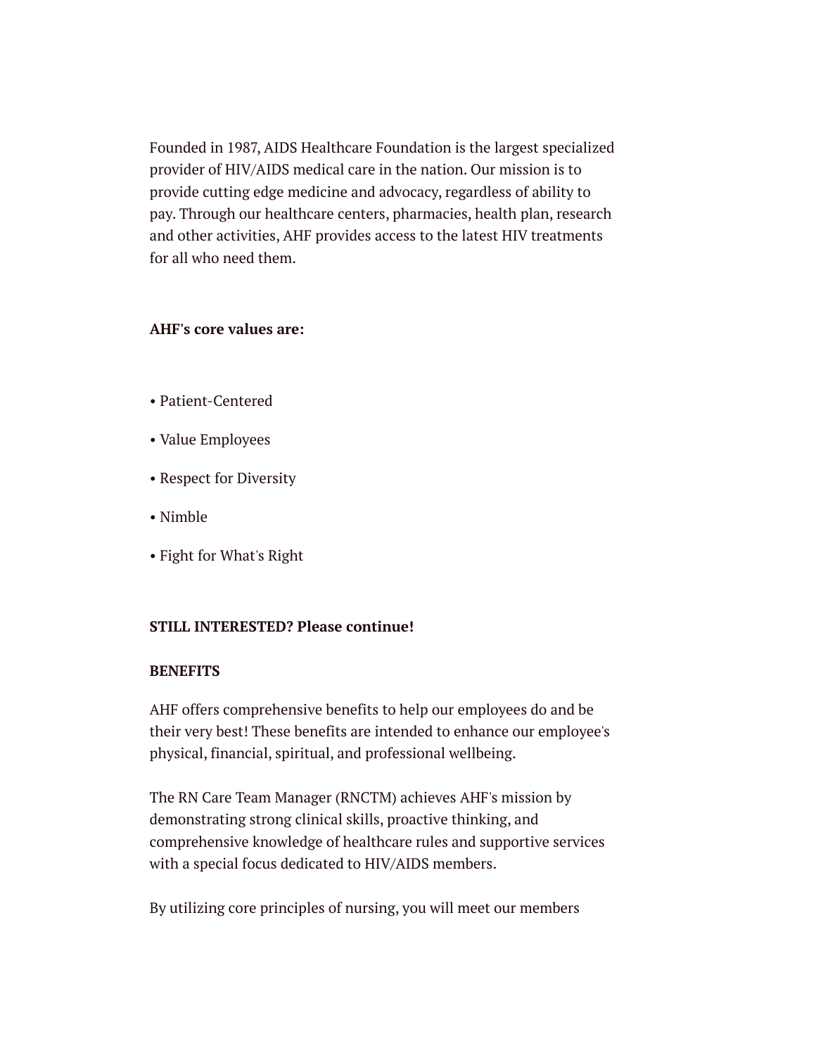Founded in 1987, AIDS Healthcare Foundation is the largest specialized provider of HIV/AIDS medical care in the nation. Our mission is to provide cutting edge medicine and advocacy, regardless of ability to pay. Through our healthcare centers, pharmacies, health plan, research and other activities, AHF provides access to the latest HIV treatments for all who need them.

**AHF's core values are:**

- Patient-Centered
- Value Employees
- Respect for Diversity
- Nimble
- Fight for What's Right

**STILL INTERESTED? Please continue!**

**BENEFITS**

AHF offers comprehensive benefits to help our employees do and be their very best! These benefits are intended to enhance our employee's physical, financial, spiritual, and professional wellbeing.

The RN Care Team Manager (RNCTM) achieves AHF's mission by demonstrating strong clinical skills, proactive thinking, and comprehensive knowledge of healthcare rules and supportive services with a special focus dedicated to HIV/AIDS members.

By utilizing core principles of nursing, you will meet our members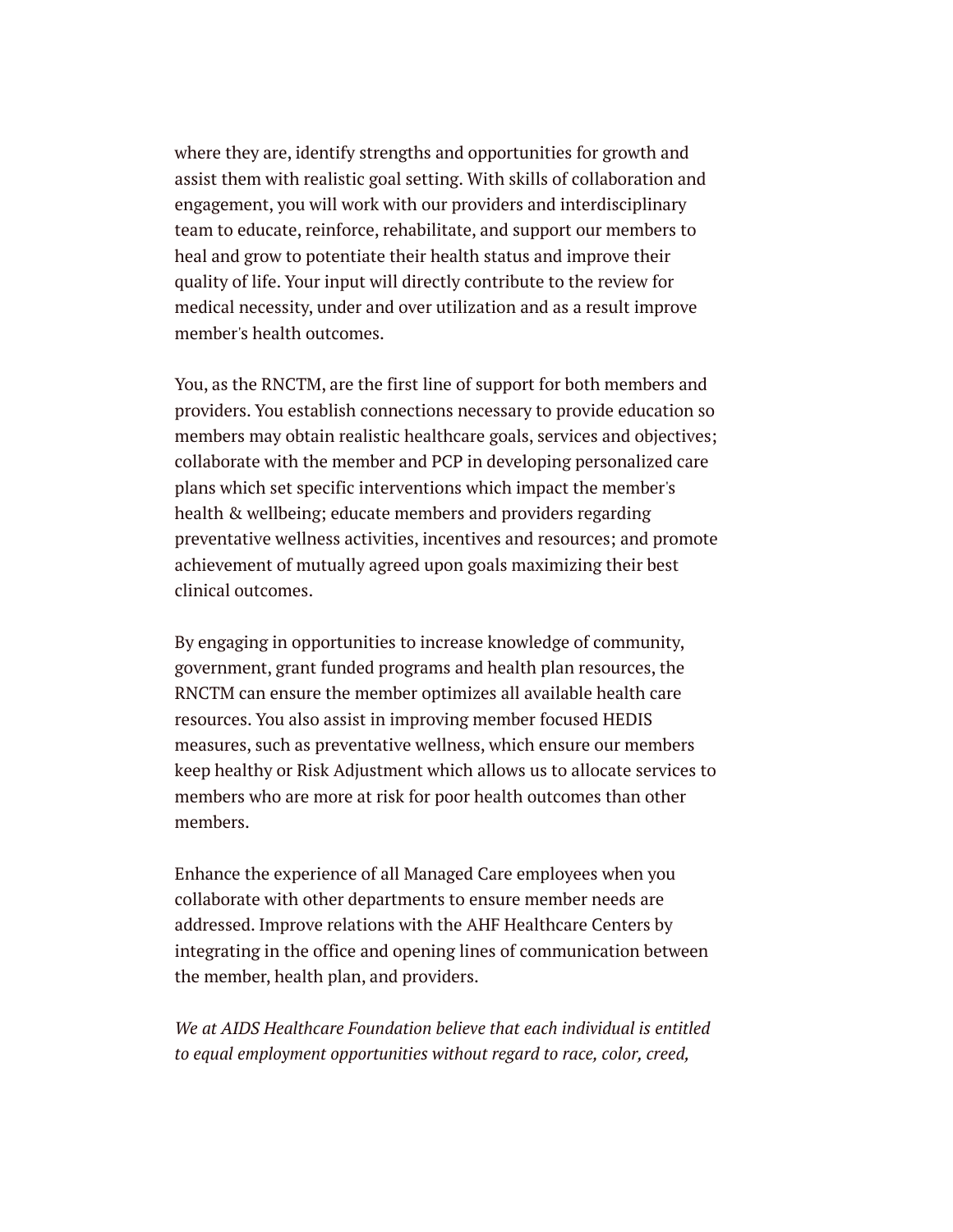where they are, identify strengths and opportunities for growth and assist them with realistic goal setting. With skills of collaboration and engagement, you will work with our providers and interdisciplinary team to educate, reinforce, rehabilitate, and support our members to heal and grow to potentiate their health status and improve their quality of life. Your input will directly contribute to the review for medical necessity, under and over utilization and as a result improve member's health outcomes.

You, as the RNCTM, are the first line of support for both members and providers. You establish connections necessary to provide education so members may obtain realistic healthcare goals, services and objectives; collaborate with the member and PCP in developing personalized care plans which set specific interventions which impact the member's health & wellbeing; educate members and providers regarding preventative wellness activities, incentives and resources; and promote achievement of mutually agreed upon goals maximizing their best clinical outcomes.

By engaging in opportunities to increase knowledge of community, government, grant funded programs and health plan resources, the RNCTM can ensure the member optimizes all available health care resources. You also assist in improving member focused HEDIS measures, such as preventative wellness, which ensure our members keep healthy or Risk Adjustment which allows us to allocate services to members who are more at risk for poor health outcomes than other members.

Enhance the experience of all Managed Care employees when you collaborate with other departments to ensure member needs are addressed. Improve relations with the AHF Healthcare Centers by integrating in the office and opening lines of communication between the member, health plan, and providers.

*We at AIDS Healthcare Foundation believe that each individual is entitled to equal employment opportunities without regard to race, color, creed,*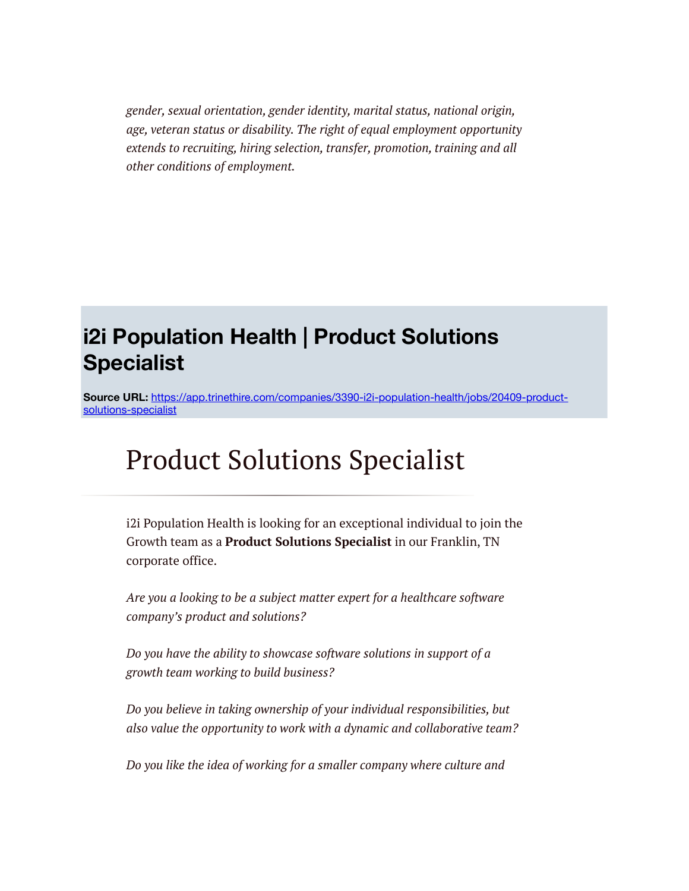*gender, sexual orientation, gender identity, marital status, national origin, age, veteran status or disability. The right of equal employment opportunity extends to recruiting, hiring selection, transfer, promotion, training and all other conditions of employment.*

## i2i Population Health | Product Solutions Specialist

**Source URL:** https://app.trinethire.com/companies/3390-i2i-population-health/jobs/20409-product-solutions-specialist

# Product Solutions Specialist

i2i Population Health is looking for an exceptional individual to join the Growth team as a **Product Solutions Specialist** in our Franklin, TN corporate office.

*Are you a looking to be a subject matter expert for a healthcare software company's product and solutions?*

*Do you have the ability to showcase software solutions in support of a growth team working to build business?*

*Do you believe in taking ownership of your individual responsibilities, but also value the opportunity to work with a dynamic and collaborative team?*

*Do you like the idea of working for a smaller company where culture and*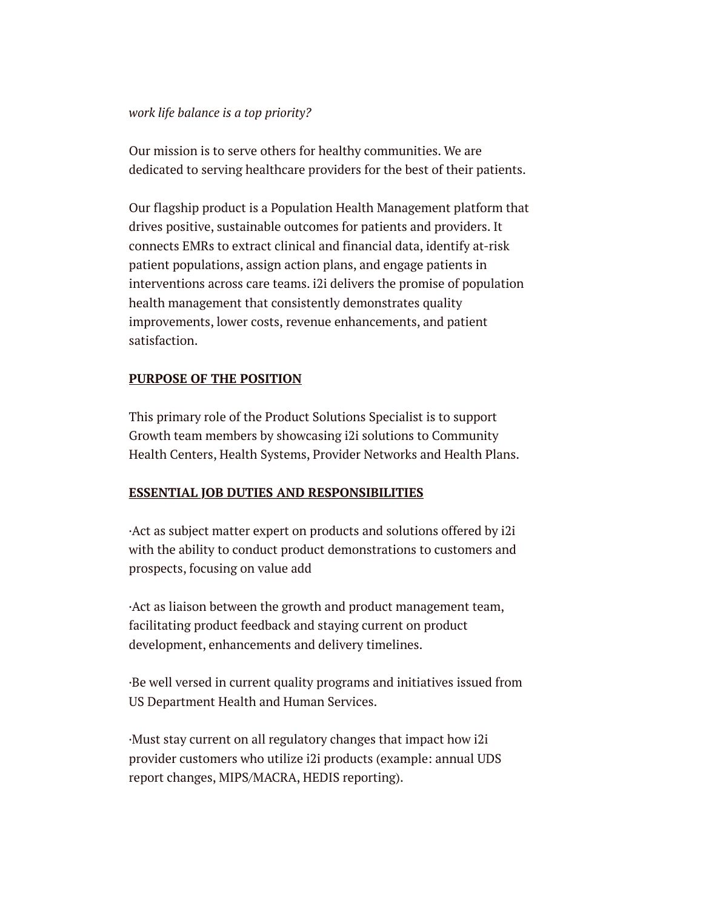*work life balance is a top priority?*

Our mission is to serve others for healthy communities. We are dedicated to serving healthcare providers for the best of their patients.

Our flagship product is a Population Health Management platform that drives positive, sustainable outcomes for patients and providers. It connects EMRs to extract clinical and financial data, identify at-risk patient populations, assign action plans, and engage patients in interventions across care teams. i2i delivers the promise of population health management that consistently demonstrates quality improvements, lower costs, revenue enhancements, and patient satisfaction.

**PURPOSE OF THE POSITION**

This primary role of the Product Solutions Specialist is to support Growth team members by showcasing i2i solutions to Community Health Centers, Health Systems, Provider Networks and Health Plans.

**ESSENTIAL JOB DUTIES AND RESPONSIBILITIES**

·Act as subject matter expert on products and solutions offered by i2i with the ability to conduct product demonstrations to customers and prospects, focusing on value add

·Act as liaison between the growth and product management team, facilitating product feedback and staying current on product development, enhancements and delivery timelines.

·Be well versed in current quality programs and initiatives issued from US Department Health and Human Services.

·Must stay current on all regulatory changes that impact how i2i provider customers who utilize i2i products (example: annual UDS report changes, MIPS/MACRA, HEDIS reporting).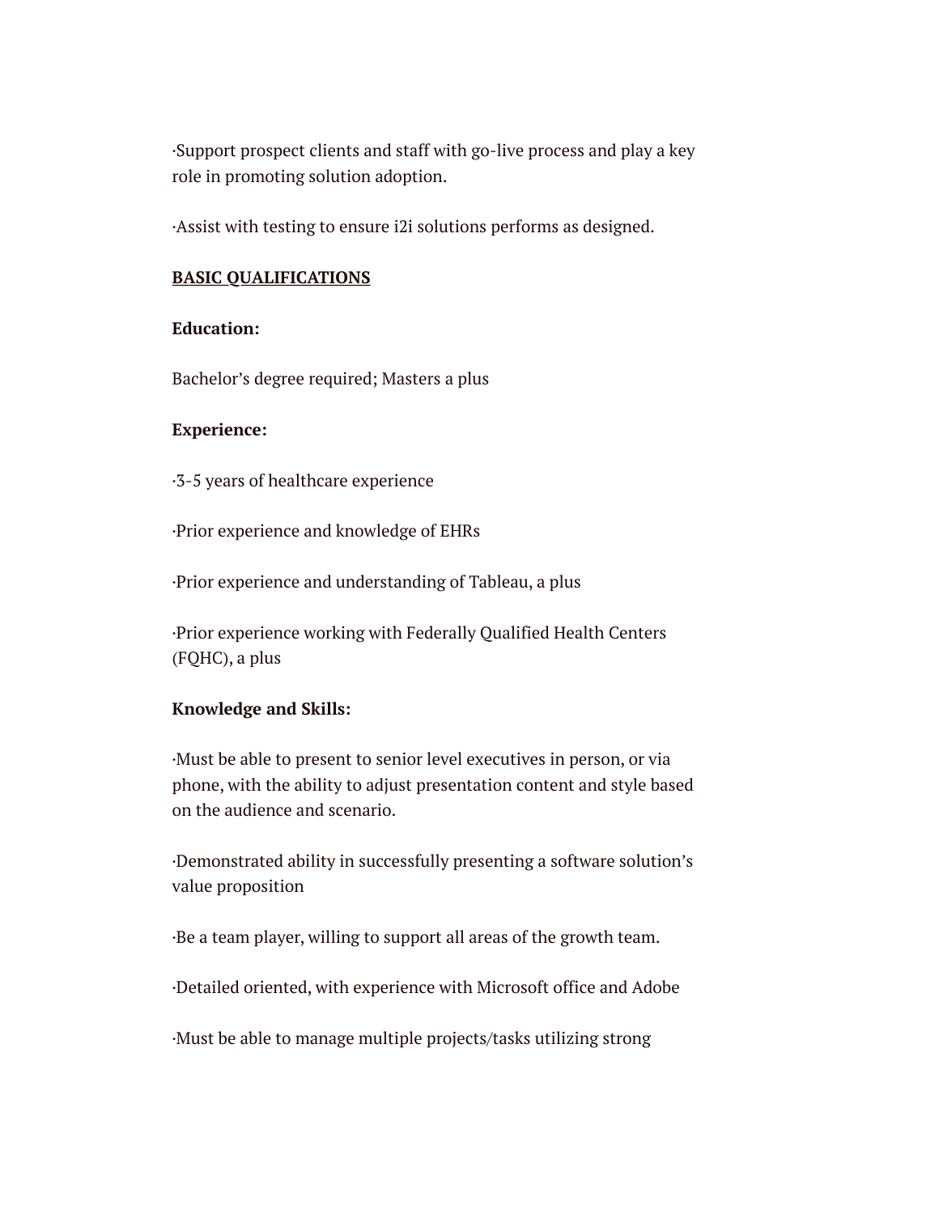·Support prospect clients and staff with go-live process and play a key role in promoting solution adoption.

·Assist with testing to ensure i2i solutions performs as designed.

**<u>BASIC QUALIFICATIONS</u>**

**Education:**

Bachelor's degree required; Masters a plus

**Experience:**

·3-5 years of healthcare experience

·Prior experience and knowledge of EHRs

·Prior experience and understanding of Tableau, a plus

·Prior experience working with Federally Qualified Health Centers (FQHC), a plus

**Knowledge and Skills:**

·Must be able to present to senior level executives in person, or via phone, with the ability to adjust presentation content and style based on the audience and scenario.

·Demonstrated ability in successfully presenting a software solution's value proposition

·Be a team player, willing to support all areas of the growth team.

·Detailed oriented, with experience with Microsoft office and Adobe

·Must be able to manage multiple projects/tasks utilizing strong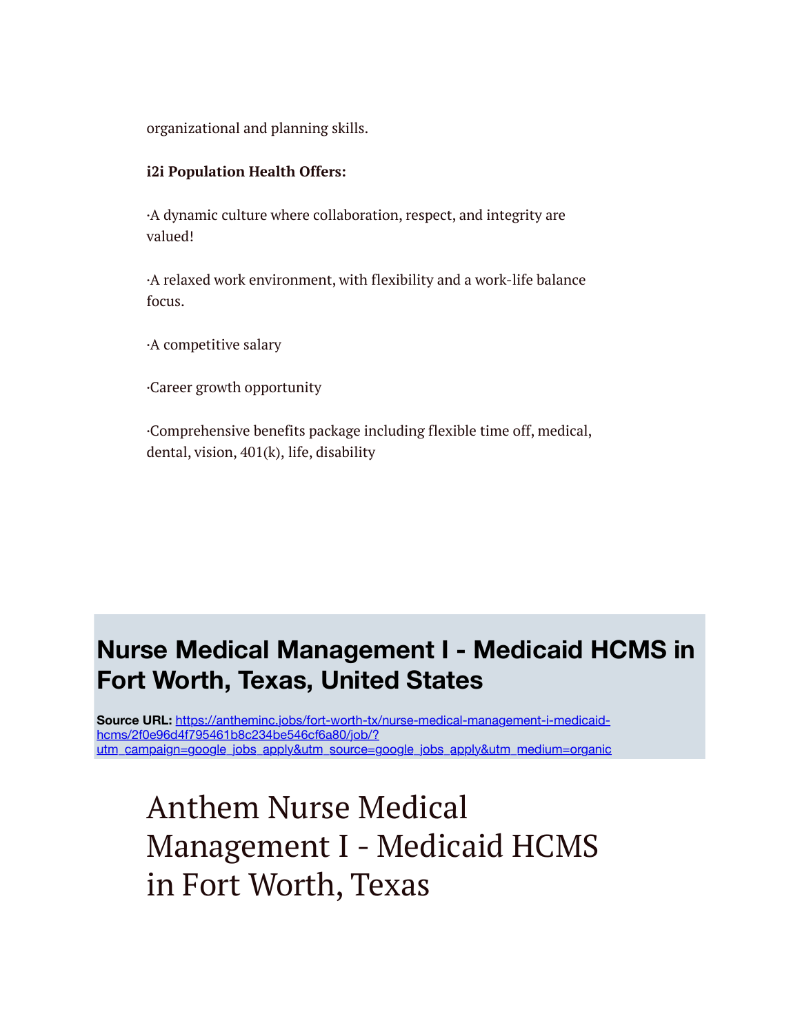organizational and planning skills.

**i2i Population Health Offers:**

·A dynamic culture where collaboration, respect, and integrity are valued!

·A relaxed work environment, with flexibility and a work-life balance focus.

·A competitive salary

·Career growth opportunity

·Comprehensive benefits package including flexible time off, medical, dental, vision, 401(k), life, disability

## Nurse Medical Management I - Medicaid HCMS in Fort Worth, Texas, United States

**Source URL:** https://antheminc.jobs/fort-worth-tx/nurse-medical-management-i-medicaid-hcms/2f0e96d4f795461b8c234be546cf6a80/job/?utm_campaign=google_jobs_apply&utm_source=google_jobs_apply&utm_medium=organic

# Anthem Nurse Medical Management I - Medicaid HCMS in Fort Worth, Texas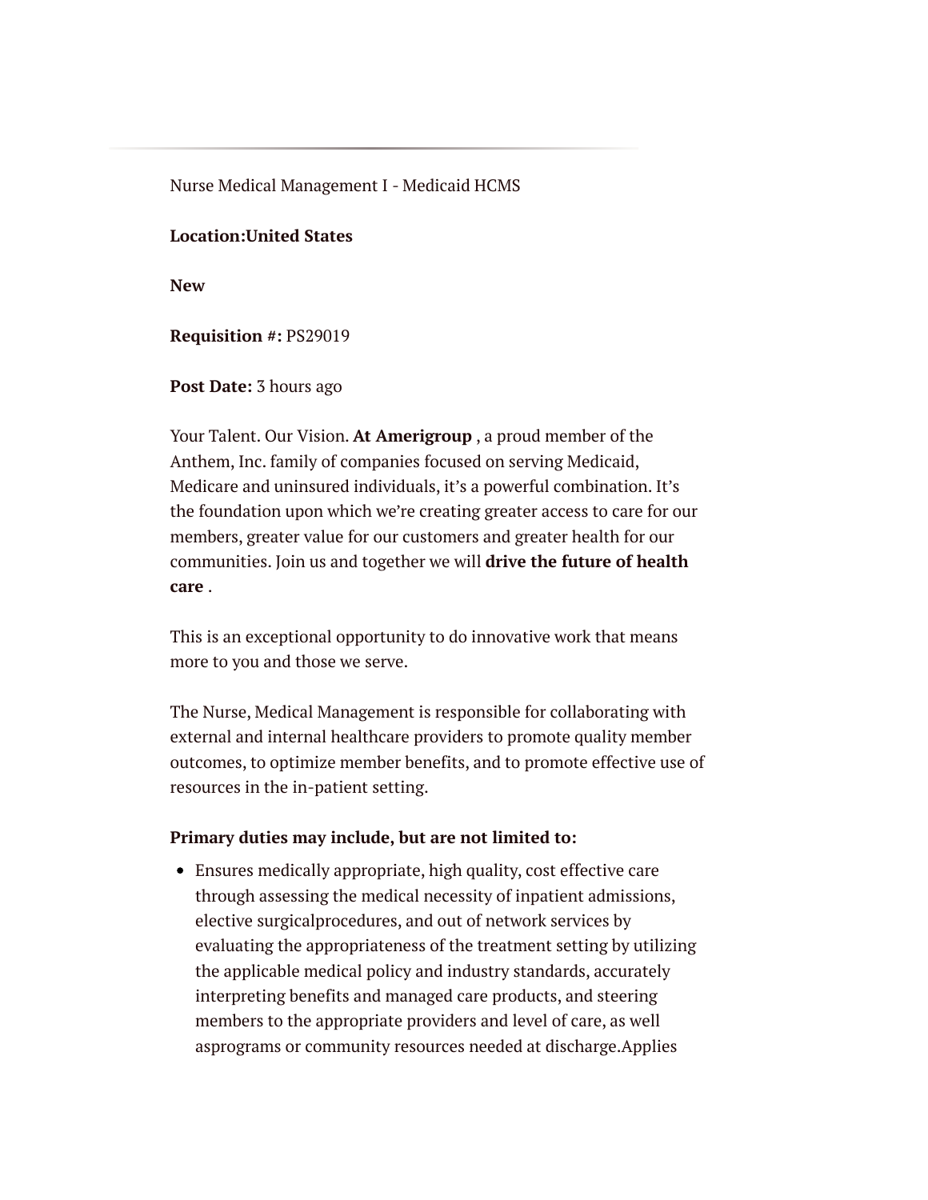Nurse Medical Management I - Medicaid HCMS

**Location:United States**

**New**

**Requisition #:** PS29019

**Post Date:** 3 hours ago

Your Talent. Our Vision. **At Amerigroup** , a proud member of the Anthem, Inc. family of companies focused on serving Medicaid, Medicare and uninsured individuals, it's a powerful combination. It's the foundation upon which we're creating greater access to care for our members, greater value for our customers and greater health for our communities. Join us and together we will **drive the future of health care** .

This is an exceptional opportunity to do innovative work that means more to you and those we serve.

The Nurse, Medical Management is responsible for collaborating with external and internal healthcare providers to promote quality member outcomes, to optimize member benefits, and to promote effective use of resources in the in-patient setting.

**Primary duties may include, but are not limited to:**

- Ensures medically appropriate, high quality, cost effective care through assessing the medical necessity of inpatient admissions, elective surgicalprocedures, and out of network services by evaluating the appropriateness of the treatment setting by utilizing the applicable medical policy and industry standards, accurately interpreting benefits and managed care products, and steering members to the appropriate providers and level of care, as well asprograms or community resources needed at discharge.Applies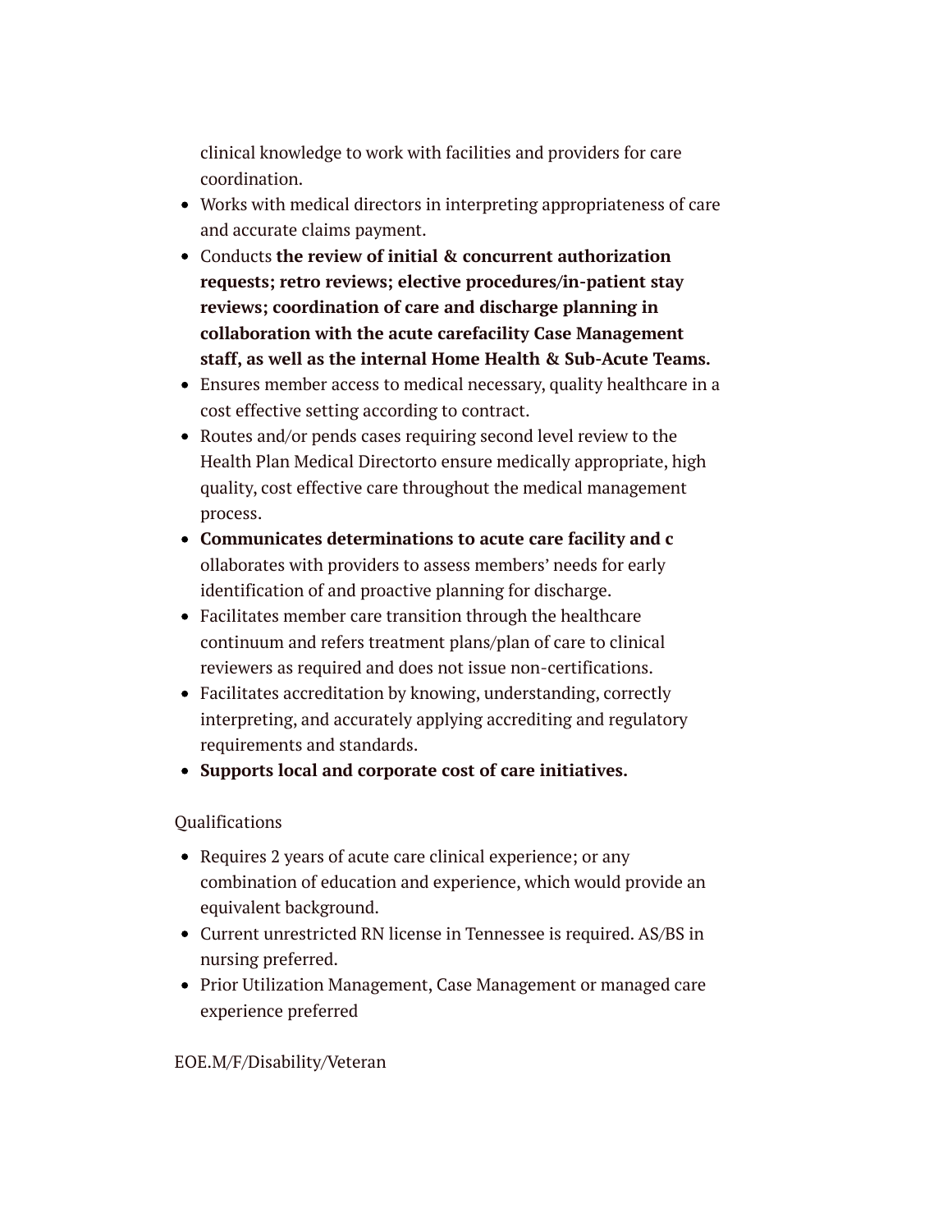clinical knowledge to work with facilities and providers for care coordination.

- Works with medical directors in interpreting appropriateness of care and accurate claims payment.
- Conducts **the review of initial & concurrent authorization requests; retro reviews; elective procedures/in-patient stay reviews; coordination of care and discharge planning in collaboration with the acute carefacility Case Management staff, as well as the internal Home Health & Sub-Acute Teams.**
- Ensures member access to medical necessary, quality healthcare in a cost effective setting according to contract.
- Routes and/or pends cases requiring second level review to the Health Plan Medical Directorto ensure medically appropriate, high quality, cost effective care throughout the medical management process.
- **Communicates determinations to acute care facility and c** ollaborates with providers to assess members' needs for early identification of and proactive planning for discharge.
- Facilitates member care transition through the healthcare continuum and refers treatment plans/plan of care to clinical reviewers as required and does not issue non-certifications.
- Facilitates accreditation by knowing, understanding, correctly interpreting, and accurately applying accrediting and regulatory requirements and standards.
- **Supports local and corporate cost of care initiatives.**

Qualifications

- Requires 2 years of acute care clinical experience; or any combination of education and experience, which would provide an equivalent background.
- Current unrestricted RN license in Tennessee is required. AS/BS in nursing preferred.
- Prior Utilization Management, Case Management or managed care experience preferred

EOE.M/F/Disability/Veteran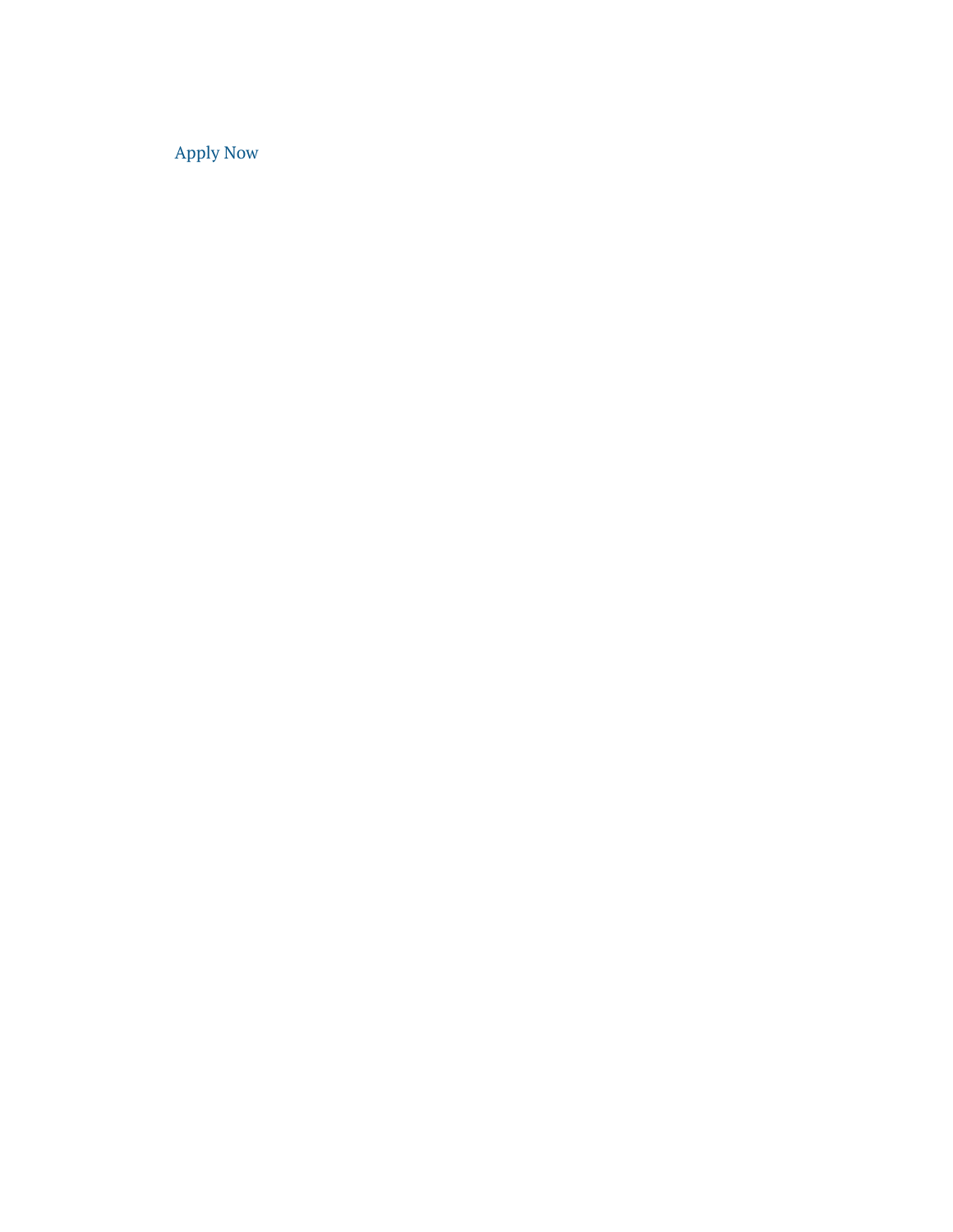Apply Now